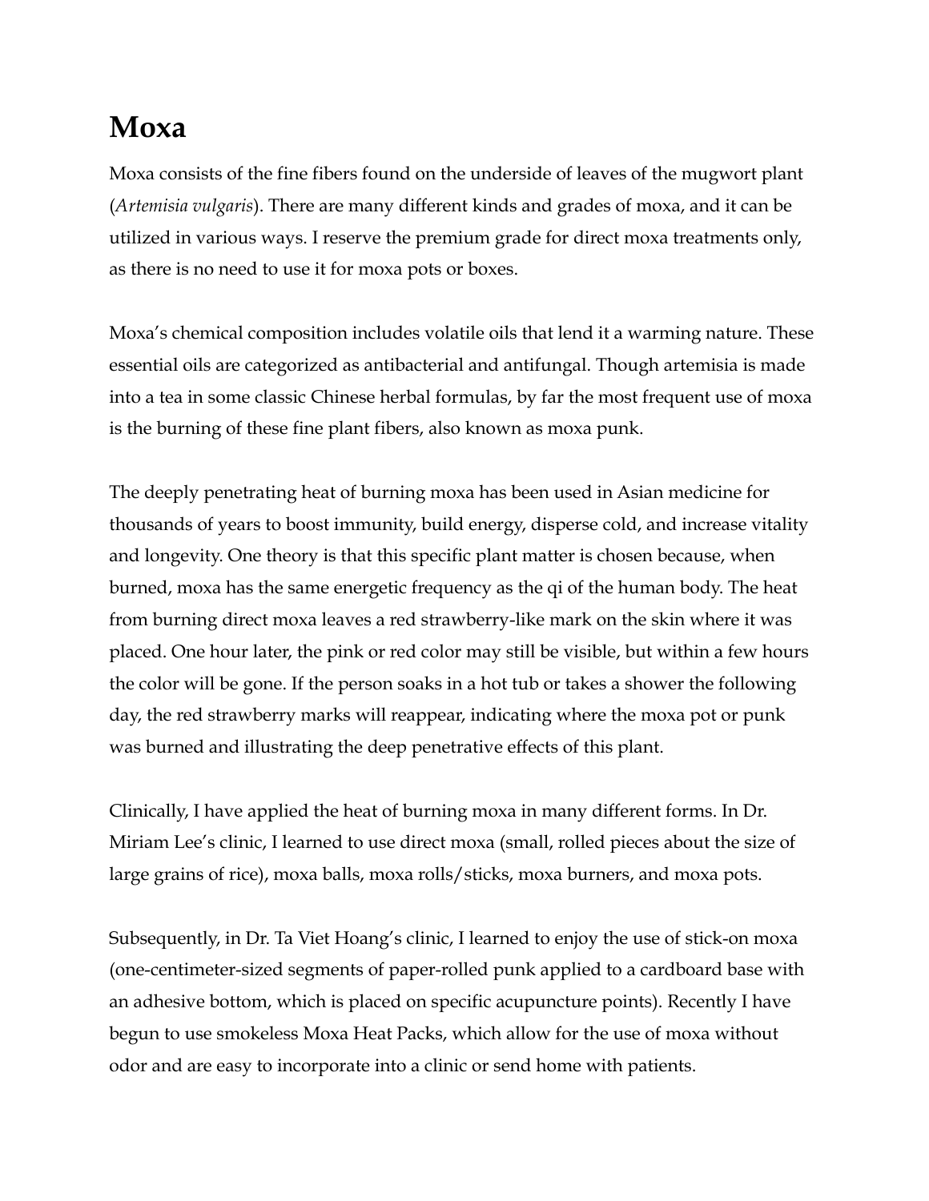# Moxa

Moxa consists of the fine fibers found on the underside of leaves of the mugwort plant (*Artemisia vulgaris*). There are many different kinds and grades of moxa, and it can be utilized in various ways. I reserve the premium grade for direct moxa treatments only, as there is no need to use it for moxa pots or boxes.

Moxa's chemical composition includes volatile oils that lend it a warming nature. These essential oils are categorized as antibacterial and antifungal. Though artemisia is made into a tea in some classic Chinese herbal formulas, by far the most frequent use of moxa is the burning of these fine plant fibers, also known as moxa punk.

The deeply penetrating heat of burning moxa has been used in Asian medicine for thousands of years to boost immunity, build energy, disperse cold, and increase vitality and longevity. One theory is that this specific plant matter is chosen because, when burned, moxa has the same energetic frequency as the qi of the human body. The heat from burning direct moxa leaves a red strawberry-like mark on the skin where it was placed. One hour later, the pink or red color may still be visible, but within a few hours the color will be gone. If the person soaks in a hot tub or takes a shower the following day, the red strawberry marks will reappear, indicating where the moxa pot or punk was burned and illustrating the deep penetrative effects of this plant.

Clinically, I have applied the heat of burning moxa in many different forms. In Dr. Miriam Lee's clinic, I learned to use direct moxa (small, rolled pieces about the size of large grains of rice), moxa balls, moxa rolls/sticks, moxa burners, and moxa pots.

Subsequently, in Dr. Ta Viet Hoang's clinic, I learned to enjoy the use of stick-on moxa (one-centimeter-sized segments of paper-rolled punk applied to a cardboard base with an adhesive bottom, which is placed on specific acupuncture points). Recently I have begun to use smokeless Moxa Heat Packs, which allow for the use of moxa without odor and are easy to incorporate into a clinic or send home with patients.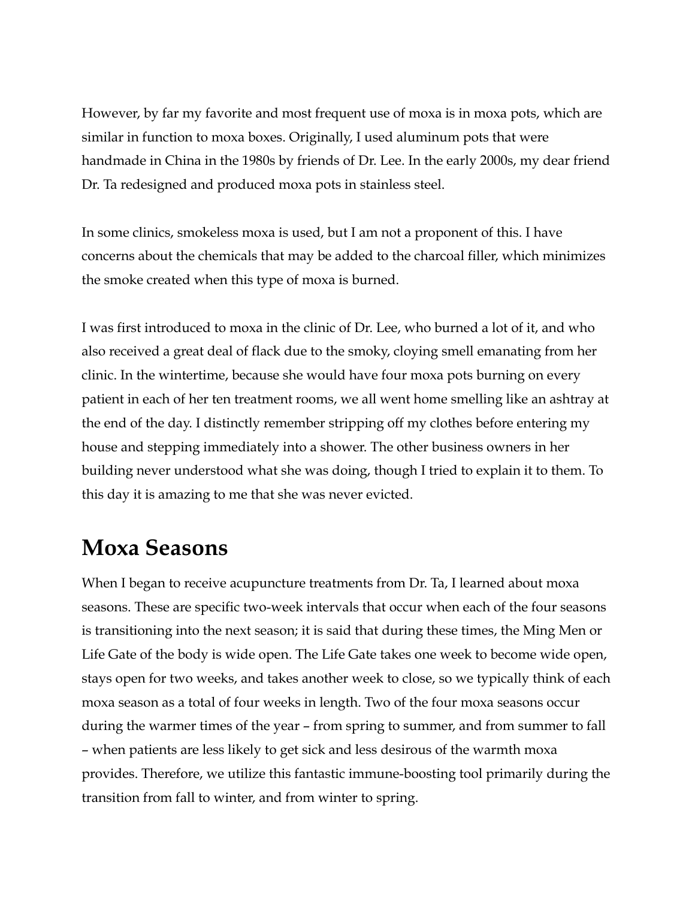However, by far my favorite and most frequent use of moxa is in moxa pots, which are similar in function to moxa boxes. Originally, I used aluminum pots that were handmade in China in the 1980s by friends of Dr. Lee. In the early 2000s, my dear friend Dr. Ta redesigned and produced moxa pots in stainless steel.

In some clinics, smokeless moxa is used, but I am not a proponent of this. I have concerns about the chemicals that may be added to the charcoal filler, which minimizes the smoke created when this type of moxa is burned.

I was first introduced to moxa in the clinic of Dr. Lee, who burned a lot of it, and who also received a great deal of flack due to the smoky, cloying smell emanating from her clinic. In the wintertime, because she would have four moxa pots burning on every patient in each of her ten treatment rooms, we all went home smelling like an ashtray at the end of the day. I distinctly remember stripping off my clothes before entering my house and stepping immediately into a shower. The other business owners in her building never understood what she was doing, though I tried to explain it to them. To this day it is amazing to me that she was never evicted.

## Moxa Seasons

When I began to receive acupuncture treatments from Dr. Ta, I learned about moxa seasons. These are specific two-week intervals that occur when each of the four seasons is transitioning into the next season; it is said that during these times, the Ming Men or Life Gate of the body is wide open. The Life Gate takes one week to become wide open, stays open for two weeks, and takes another week to close, so we typically think of each moxa season as a total of four weeks in length. Two of the four moxa seasons occur during the warmer times of the year – from spring to summer, and from summer to fall – when patients are less likely to get sick and less desirous of the warmth moxa provides. Therefore, we utilize this fantastic immune-boosting tool primarily during the transition from fall to winter, and from winter to spring.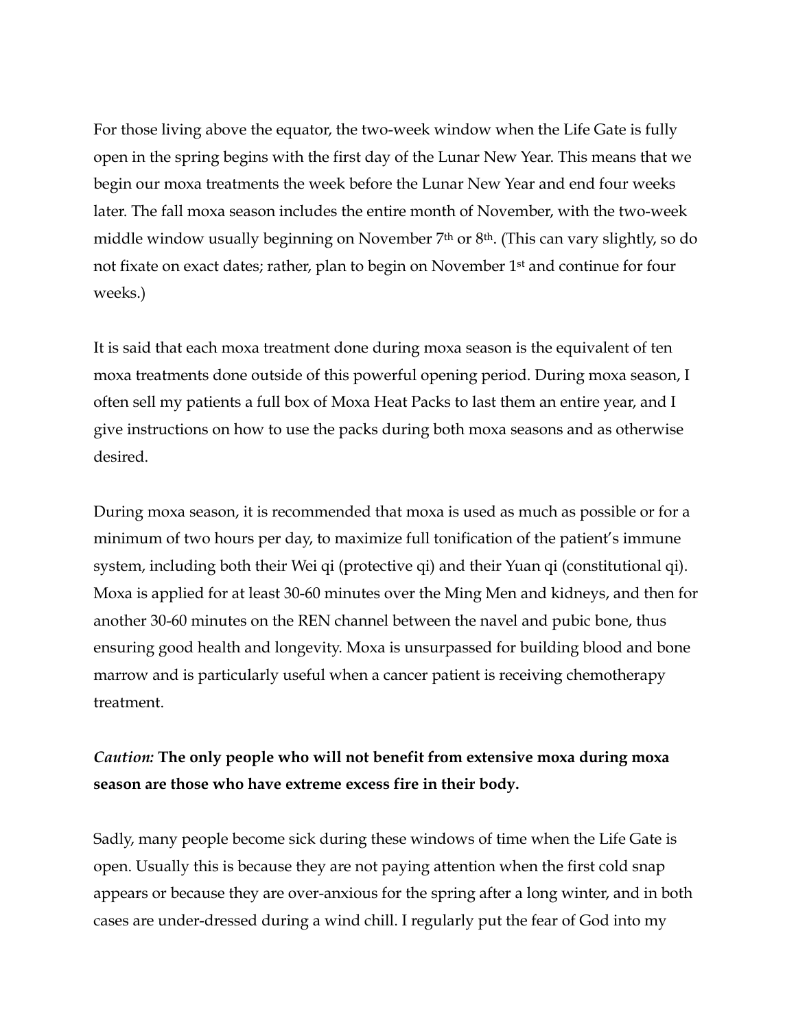For those living above the equator, the two-week window when the Life Gate is fully open in the spring begins with the first day of the Lunar New Year. This means that we begin our moxa treatments the week before the Lunar New Year and end four weeks later. The fall moxa season includes the entire month of November, with the two-week middle window usually beginning on November 7th or 8th. (This can vary slightly, so do not fixate on exact dates; rather, plan to begin on November 1st and continue for four weeks.)

It is said that each moxa treatment done during moxa season is the equivalent of ten moxa treatments done outside of this powerful opening period. During moxa season, I often sell my patients a full box of Moxa Heat Packs to last them an entire year, and I give instructions on how to use the packs during both moxa seasons and as otherwise desired.

During moxa season, it is recommended that moxa is used as much as possible or for a minimum of two hours per day, to maximize full tonification of the patient's immune system, including both their Wei qi (protective qi) and their Yuan qi (constitutional qi). Moxa is applied for at least 30-60 minutes over the Ming Men and kidneys, and then for another 30-60 minutes on the REN channel between the navel and pubic bone, thus ensuring good health and longevity. Moxa is unsurpassed for building blood and bone marrow and is particularly useful when a cancer patient is receiving chemotherapy treatment.

***Caution:*** **The only people who will not benefit from extensive moxa during moxa season are those who have extreme excess fire in their body.**

Sadly, many people become sick during these windows of time when the Life Gate is open. Usually this is because they are not paying attention when the first cold snap appears or because they are over-anxious for the spring after a long winter, and in both cases are under-dressed during a wind chill. I regularly put the fear of God into my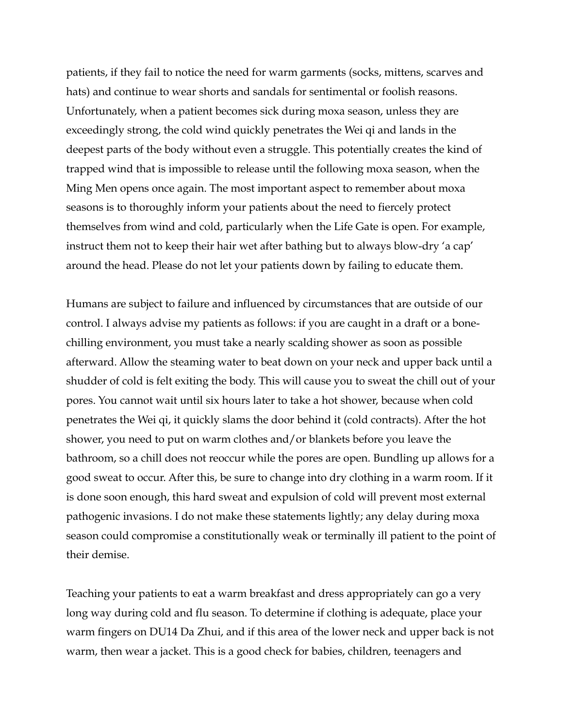patients, if they fail to notice the need for warm garments (socks, mittens, scarves and hats) and continue to wear shorts and sandals for sentimental or foolish reasons. Unfortunately, when a patient becomes sick during moxa season, unless they are exceedingly strong, the cold wind quickly penetrates the Wei qi and lands in the deepest parts of the body without even a struggle. This potentially creates the kind of trapped wind that is impossible to release until the following moxa season, when the Ming Men opens once again. The most important aspect to remember about moxa seasons is to thoroughly inform your patients about the need to fiercely protect themselves from wind and cold, particularly when the Life Gate is open. For example, instruct them not to keep their hair wet after bathing but to always blow-dry 'a cap' around the head. Please do not let your patients down by failing to educate them.

Humans are subject to failure and influenced by circumstances that are outside of our control. I always advise my patients as follows: if you are caught in a draft or a bone-chilling environment, you must take a nearly scalding shower as soon as possible afterward. Allow the steaming water to beat down on your neck and upper back until a shudder of cold is felt exiting the body. This will cause you to sweat the chill out of your pores. You cannot wait until six hours later to take a hot shower, because when cold penetrates the Wei qi, it quickly slams the door behind it (cold contracts). After the hot shower, you need to put on warm clothes and/or blankets before you leave the bathroom, so a chill does not reoccur while the pores are open. Bundling up allows for a good sweat to occur. After this, be sure to change into dry clothing in a warm room. If it is done soon enough, this hard sweat and expulsion of cold will prevent most external pathogenic invasions. I do not make these statements lightly; any delay during moxa season could compromise a constitutionally weak or terminally ill patient to the point of their demise.

Teaching your patients to eat a warm breakfast and dress appropriately can go a very long way during cold and flu season. To determine if clothing is adequate, place your warm fingers on DU14 Da Zhui, and if this area of the lower neck and upper back is not warm, then wear a jacket. This is a good check for babies, children, teenagers and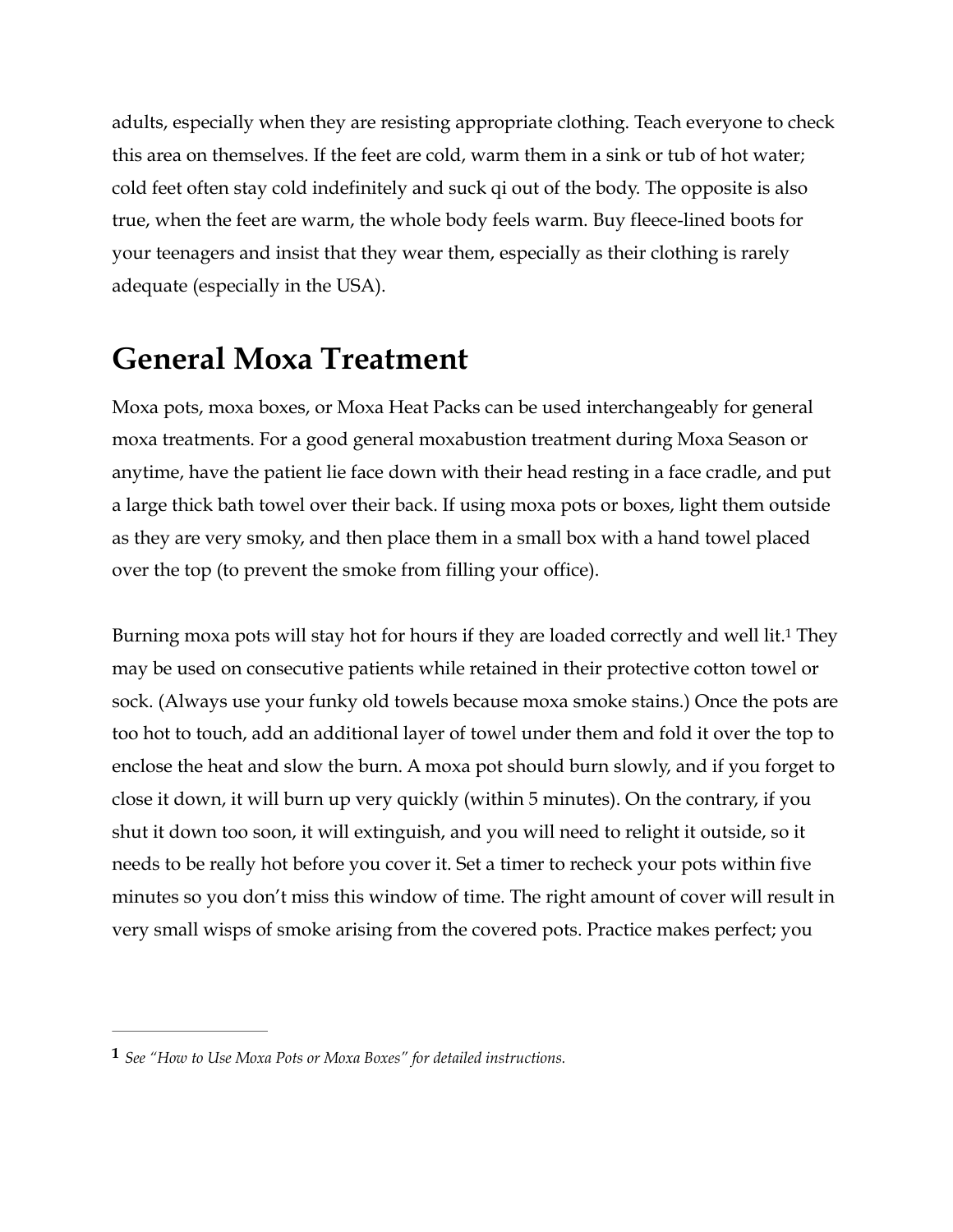adults, especially when they are resisting appropriate clothing. Teach everyone to check this area on themselves. If the feet are cold, warm them in a sink or tub of hot water; cold feet often stay cold indefinitely and suck qi out of the body. The opposite is also true, when the feet are warm, the whole body feels warm. Buy fleece-lined boots for your teenagers and insist that they wear them, especially as their clothing is rarely adequate (especially in the USA).

## General Moxa Treatment

Moxa pots, moxa boxes, or Moxa Heat Packs can be used interchangeably for general moxa treatments. For a good general moxabustion treatment during Moxa Season or anytime, have the patient lie face down with their head resting in a face cradle, and put a large thick bath towel over their back. If using moxa pots or boxes, light them outside as they are very smoky, and then place them in a small box with a hand towel placed over the top (to prevent the smoke from filling your office).

Burning moxa pots will stay hot for hours if they are loaded correctly and well lit.[1] They may be used on consecutive patients while retained in their protective cotton towel or sock. (Always use your funky old towels because moxa smoke stains.) Once the pots are too hot to touch, add an additional layer of towel under them and fold it over the top to enclose the heat and slow the burn. A moxa pot should burn slowly, and if you forget to close it down, it will burn up very quickly (within 5 minutes). On the contrary, if you shut it down too soon, it will extinguish, and you will need to relight it outside, so it needs to be really hot before you cover it. Set a timer to recheck your pots within five minutes so you don't miss this window of time. The right amount of cover will result in very small wisps of smoke arising from the covered pots. Practice makes perfect; you

---

[1] *See "How to Use Moxa Pots or Moxa Boxes" for detailed instructions.*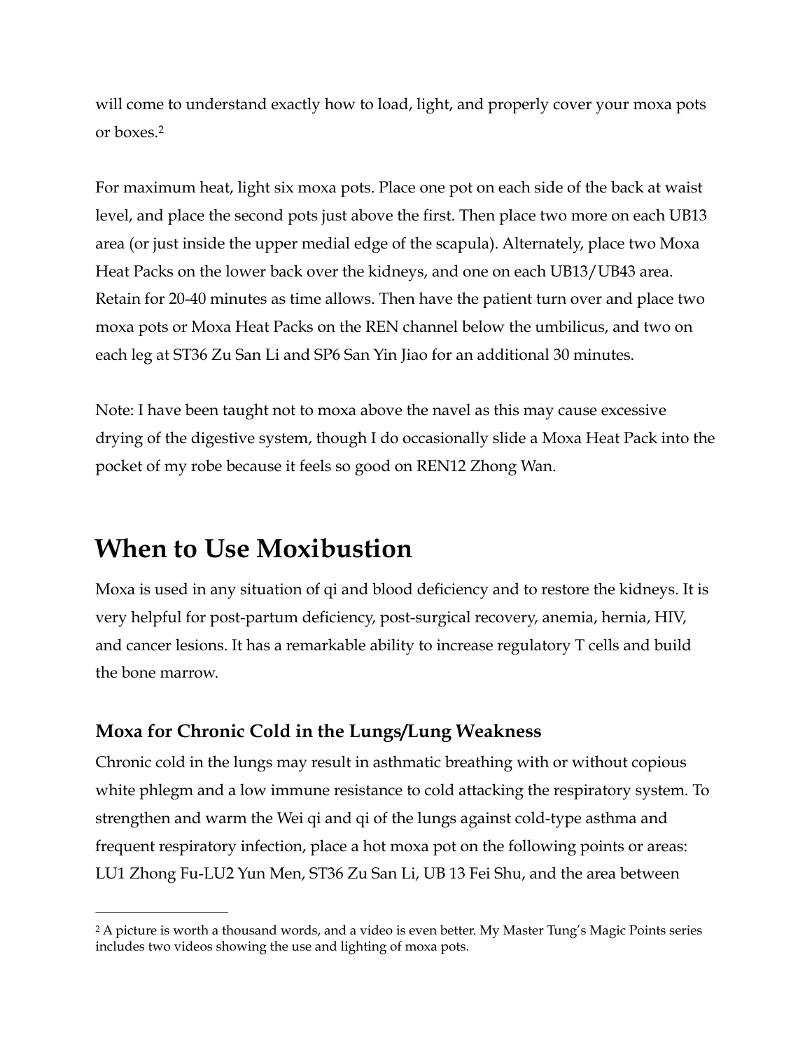will come to understand exactly how to load, light, and properly cover your moxa pots or boxes.[2]

For maximum heat, light six moxa pots. Place one pot on each side of the back at waist level, and place the second pots just above the first. Then place two more on each UB13 area (or just inside the upper medial edge of the scapula). Alternately, place two Moxa Heat Packs on the lower back over the kidneys, and one on each UB13/UB43 area. Retain for 20-40 minutes as time allows. Then have the patient turn over and place two moxa pots or Moxa Heat Packs on the REN channel below the umbilicus, and two on each leg at ST36 Zu San Li and SP6 San Yin Jiao for an additional 30 minutes.

Note: I have been taught not to moxa above the navel as this may cause excessive drying of the digestive system, though I do occasionally slide a Moxa Heat Pack into the pocket of my robe because it feels so good on REN12 Zhong Wan.

## When to Use Moxibustion

Moxa is used in any situation of qi and blood deficiency and to restore the kidneys. It is very helpful for post-partum deficiency, post-surgical recovery, anemia, hernia, HIV, and cancer lesions. It has a remarkable ability to increase regulatory T cells and build the bone marrow.

### Moxa for Chronic Cold in the Lungs/Lung Weakness

Chronic cold in the lungs may result in asthmatic breathing with or without copious white phlegm and a low immune resistance to cold attacking the respiratory system. To strengthen and warm the Wei qi and qi of the lungs against cold-type asthma and frequent respiratory infection, place a hot moxa pot on the following points or areas: LU1 Zhong Fu-LU2 Yun Men, ST36 Zu San Li, UB 13 Fei Shu, and the area between

---

[2] A picture is worth a thousand words, and a video is even better. My Master Tung's Magic Points series includes two videos showing the use and lighting of moxa pots.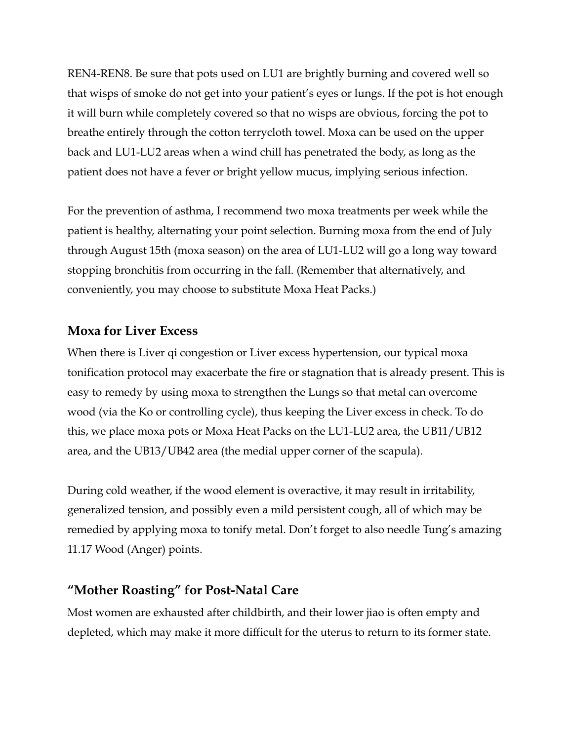REN4-REN8. Be sure that pots used on LU1 are brightly burning and covered well so that wisps of smoke do not get into your patient's eyes or lungs. If the pot is hot enough it will burn while completely covered so that no wisps are obvious, forcing the pot to breathe entirely through the cotton terrycloth towel. Moxa can be used on the upper back and LU1-LU2 areas when a wind chill has penetrated the body, as long as the patient does not have a fever or bright yellow mucus, implying serious infection.

For the prevention of asthma, I recommend two moxa treatments per week while the patient is healthy, alternating your point selection. Burning moxa from the end of July through August 15th (moxa season) on the area of LU1-LU2 will go a long way toward stopping bronchitis from occurring in the fall. (Remember that alternatively, and conveniently, you may choose to substitute Moxa Heat Packs.)

### Moxa for Liver Excess

When there is Liver qi congestion or Liver excess hypertension, our typical moxa tonification protocol may exacerbate the fire or stagnation that is already present. This is easy to remedy by using moxa to strengthen the Lungs so that metal can overcome wood (via the Ko or controlling cycle), thus keeping the Liver excess in check. To do this, we place moxa pots or Moxa Heat Packs on the LU1-LU2 area, the UB11/UB12 area, and the UB13/UB42 area (the medial upper corner of the scapula).

During cold weather, if the wood element is overactive, it may result in irritability, generalized tension, and possibly even a mild persistent cough, all of which may be remedied by applying moxa to tonify metal. Don't forget to also needle Tung's amazing 11.17 Wood (Anger) points.

### "Mother Roasting" for Post-Natal Care

Most women are exhausted after childbirth, and their lower jiao is often empty and depleted, which may make it more difficult for the uterus to return to its former state.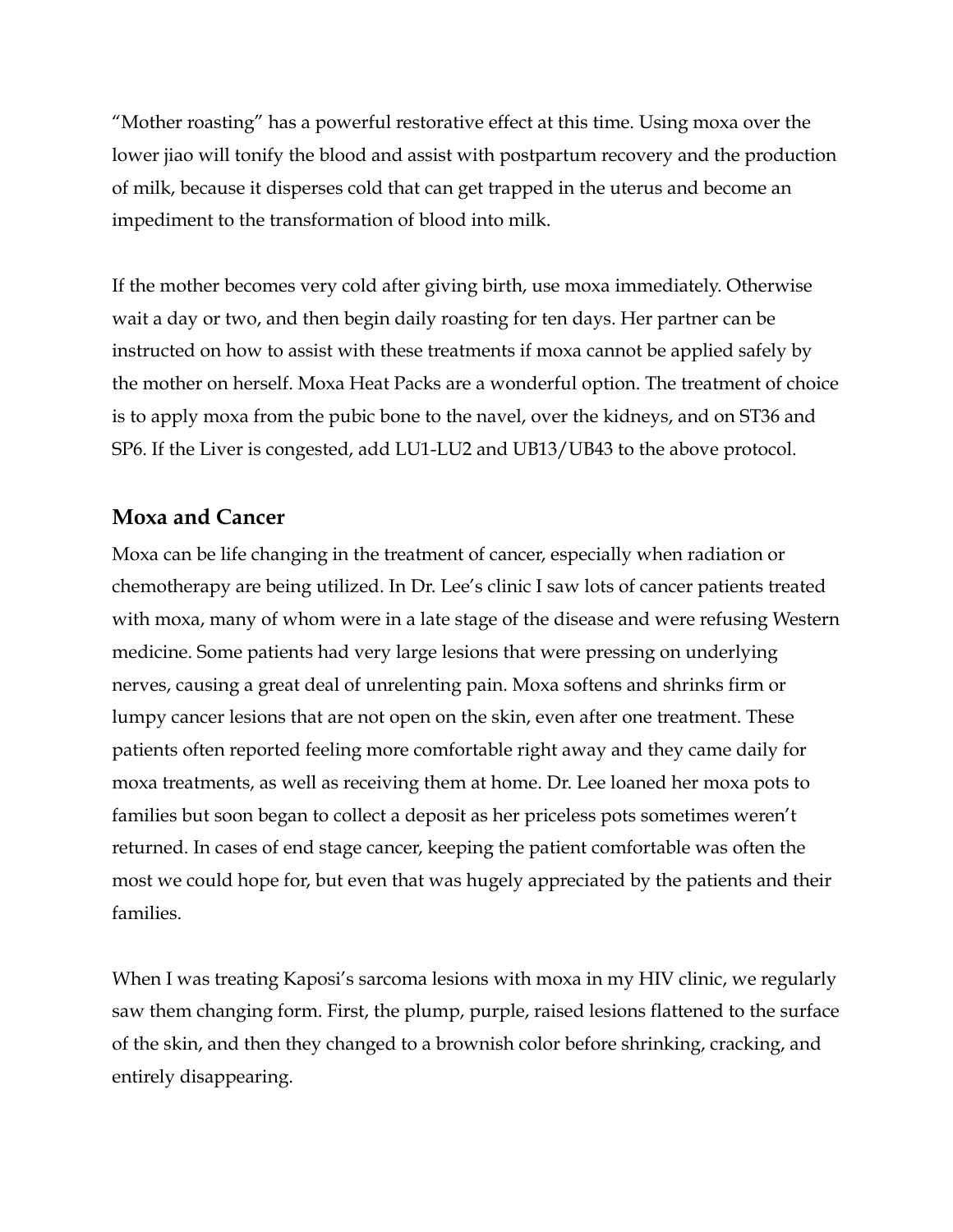"Mother roasting" has a powerful restorative effect at this time. Using moxa over the lower jiao will tonify the blood and assist with postpartum recovery and the production of milk, because it disperses cold that can get trapped in the uterus and become an impediment to the transformation of blood into milk.

If the mother becomes very cold after giving birth, use moxa immediately. Otherwise wait a day or two, and then begin daily roasting for ten days. Her partner can be instructed on how to assist with these treatments if moxa cannot be applied safely by the mother on herself. Moxa Heat Packs are a wonderful option. The treatment of choice is to apply moxa from the pubic bone to the navel, over the kidneys, and on ST36 and SP6. If the Liver is congested, add LU1-LU2 and UB13/UB43 to the above protocol.

## Moxa and Cancer

Moxa can be life changing in the treatment of cancer, especially when radiation or chemotherapy are being utilized. In Dr. Lee's clinic I saw lots of cancer patients treated with moxa, many of whom were in a late stage of the disease and were refusing Western medicine. Some patients had very large lesions that were pressing on underlying nerves, causing a great deal of unrelenting pain. Moxa softens and shrinks firm or lumpy cancer lesions that are not open on the skin, even after one treatment. These patients often reported feeling more comfortable right away and they came daily for moxa treatments, as well as receiving them at home. Dr. Lee loaned her moxa pots to families but soon began to collect a deposit as her priceless pots sometimes weren't returned. In cases of end stage cancer, keeping the patient comfortable was often the most we could hope for, but even that was hugely appreciated by the patients and their families.

When I was treating Kaposi's sarcoma lesions with moxa in my HIV clinic, we regularly saw them changing form. First, the plump, purple, raised lesions flattened to the surface of the skin, and then they changed to a brownish color before shrinking, cracking, and entirely disappearing.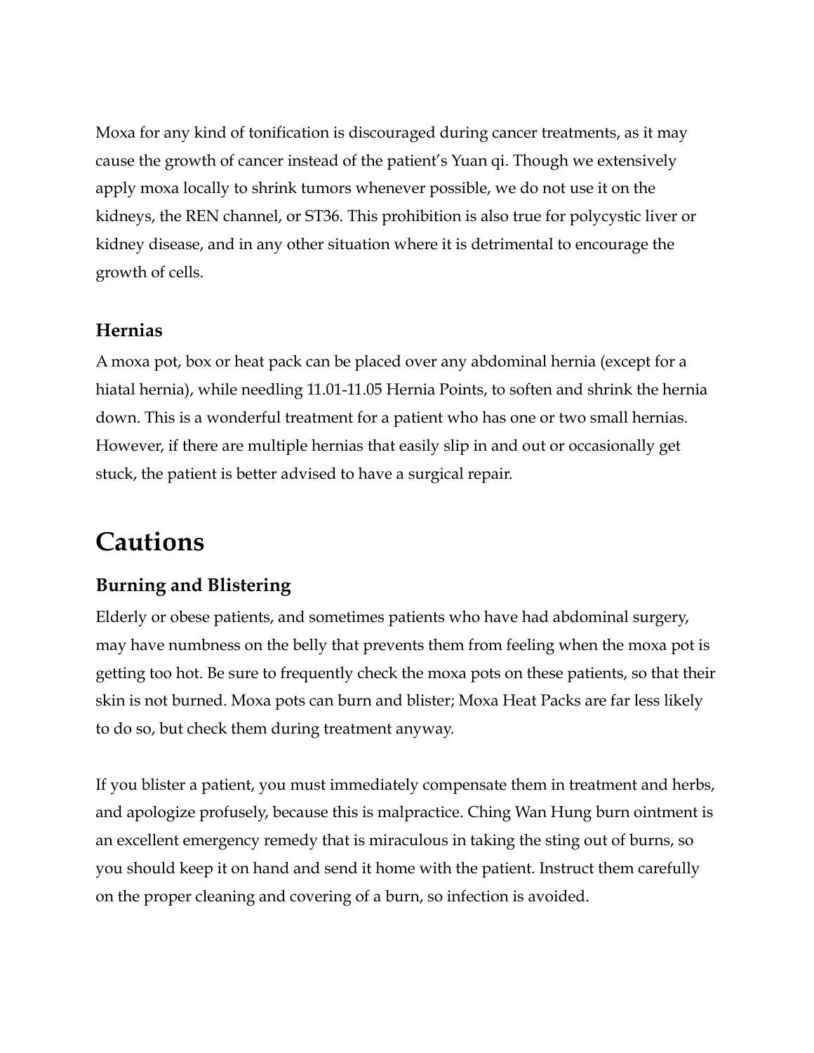Moxa for any kind of tonification is discouraged during cancer treatments, as it may cause the growth of cancer instead of the patient's Yuan qi. Though we extensively apply moxa locally to shrink tumors whenever possible, we do not use it on the kidneys, the REN channel, or ST36. This prohibition is also true for polycystic liver or kidney disease, and in any other situation where it is detrimental to encourage the growth of cells.

### Hernias

A moxa pot, box or heat pack can be placed over any abdominal hernia (except for a hiatal hernia), while needling 11.01-11.05 Hernia Points, to soften and shrink the hernia down. This is a wonderful treatment for a patient who has one or two small hernias. However, if there are multiple hernias that easily slip in and out or occasionally get stuck, the patient is better advised to have a surgical repair.

## Cautions

### Burning and Blistering

Elderly or obese patients, and sometimes patients who have had abdominal surgery, may have numbness on the belly that prevents them from feeling when the moxa pot is getting too hot. Be sure to frequently check the moxa pots on these patients, so that their skin is not burned. Moxa pots can burn and blister; Moxa Heat Packs are far less likely to do so, but check them during treatment anyway.

If you blister a patient, you must immediately compensate them in treatment and herbs, and apologize profusely, because this is malpractice. Ching Wan Hung burn ointment is an excellent emergency remedy that is miraculous in taking the sting out of burns, so you should keep it on hand and send it home with the patient. Instruct them carefully on the proper cleaning and covering of a burn, so infection is avoided.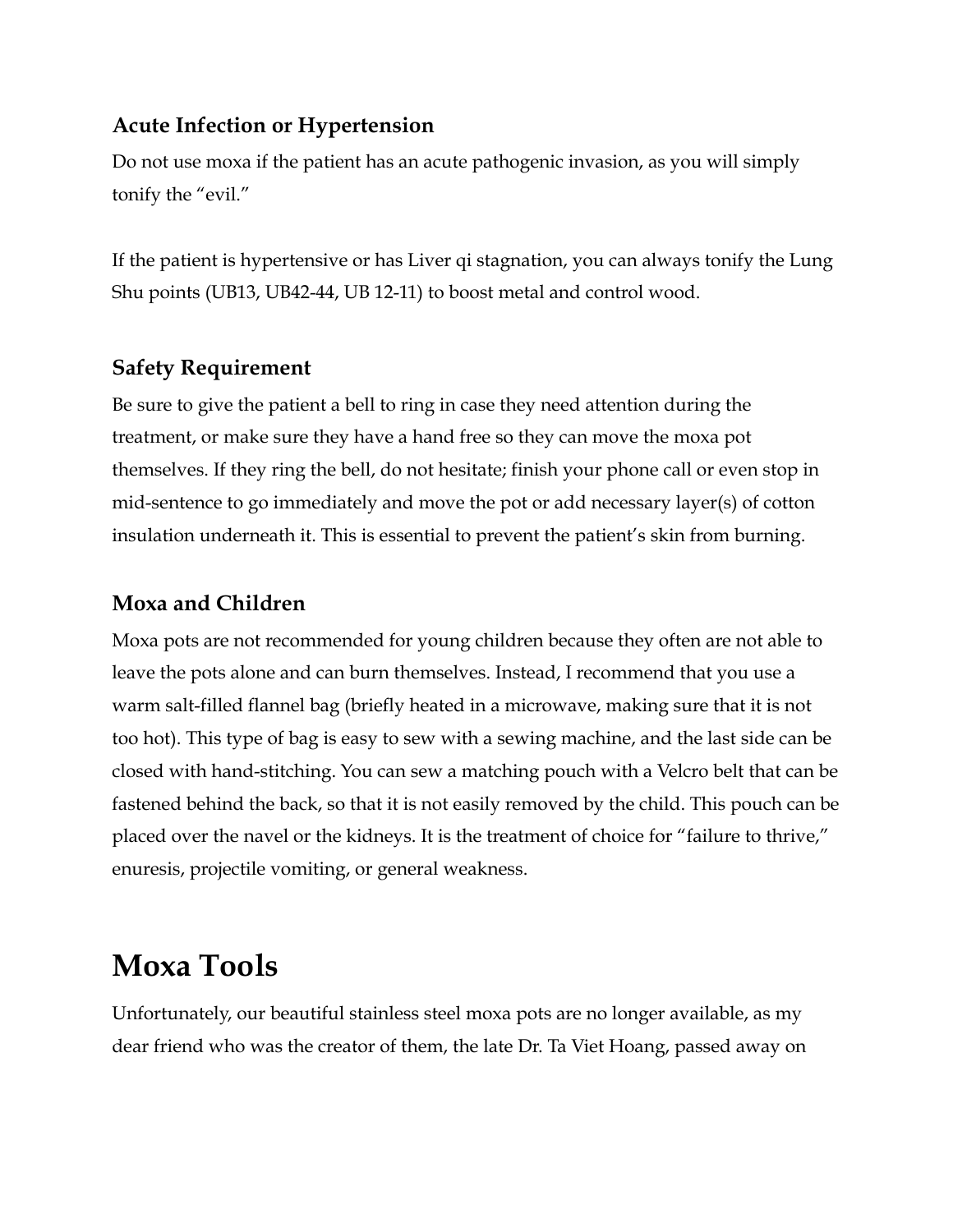### Acute Infection or Hypertension

Do not use moxa if the patient has an acute pathogenic invasion, as you will simply tonify the "evil."

If the patient is hypertensive or has Liver qi stagnation, you can always tonify the Lung Shu points (UB13, UB42-44, UB 12-11) to boost metal and control wood.

### Safety Requirement

Be sure to give the patient a bell to ring in case they need attention during the treatment, or make sure they have a hand free so they can move the moxa pot themselves. If they ring the bell, do not hesitate; finish your phone call or even stop in mid-sentence to go immediately and move the pot or add necessary layer(s) of cotton insulation underneath it. This is essential to prevent the patient's skin from burning.

### Moxa and Children

Moxa pots are not recommended for young children because they often are not able to leave the pots alone and can burn themselves. Instead, I recommend that you use a warm salt-filled flannel bag (briefly heated in a microwave, making sure that it is not too hot). This type of bag is easy to sew with a sewing machine, and the last side can be closed with hand-stitching. You can sew a matching pouch with a Velcro belt that can be fastened behind the back, so that it is not easily removed by the child. This pouch can be placed over the navel or the kidneys. It is the treatment of choice for "failure to thrive," enuresis, projectile vomiting, or general weakness.

## Moxa Tools

Unfortunately, our beautiful stainless steel moxa pots are no longer available, as my dear friend who was the creator of them, the late Dr. Ta Viet Hoang, passed away on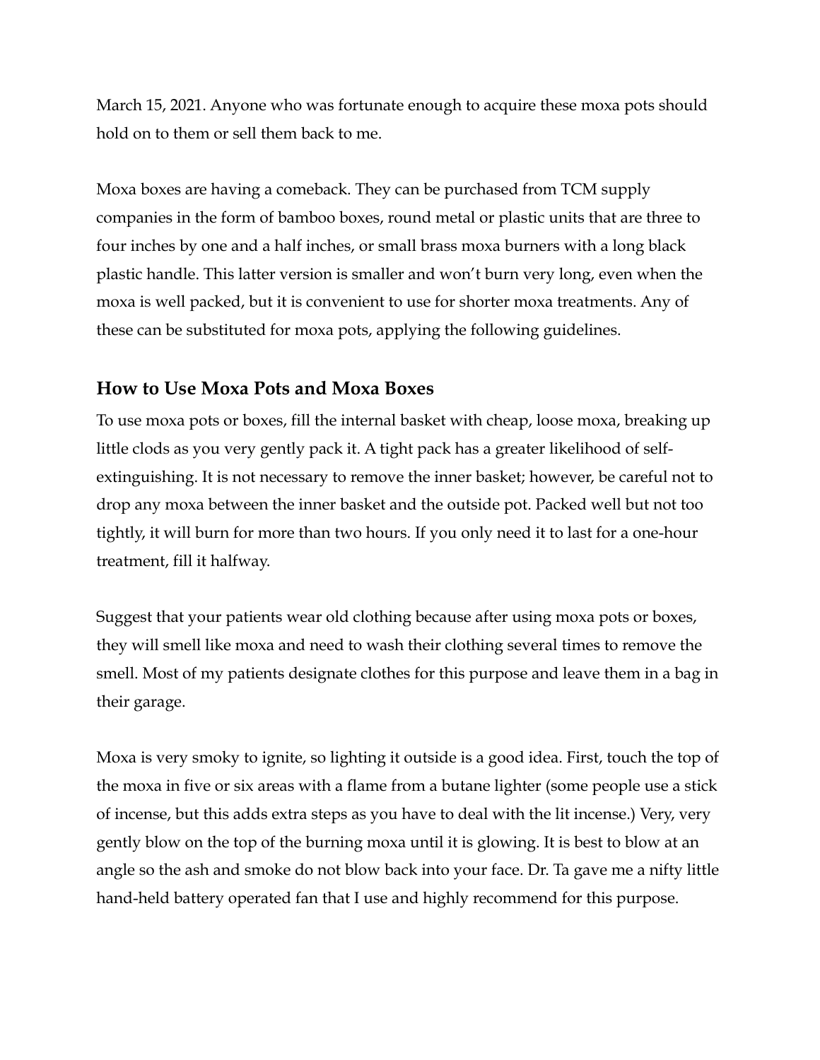March 15, 2021. Anyone who was fortunate enough to acquire these moxa pots should hold on to them or sell them back to me.

Moxa boxes are having a comeback. They can be purchased from TCM supply companies in the form of bamboo boxes, round metal or plastic units that are three to four inches by one and a half inches, or small brass moxa burners with a long black plastic handle. This latter version is smaller and won't burn very long, even when the moxa is well packed, but it is convenient to use for shorter moxa treatments. Any of these can be substituted for moxa pots, applying the following guidelines.

## How to Use Moxa Pots and Moxa Boxes

To use moxa pots or boxes, fill the internal basket with cheap, loose moxa, breaking up little clods as you very gently pack it. A tight pack has a greater likelihood of self-extinguishing. It is not necessary to remove the inner basket; however, be careful not to drop any moxa between the inner basket and the outside pot. Packed well but not too tightly, it will burn for more than two hours. If you only need it to last for a one-hour treatment, fill it halfway.

Suggest that your patients wear old clothing because after using moxa pots or boxes, they will smell like moxa and need to wash their clothing several times to remove the smell. Most of my patients designate clothes for this purpose and leave them in a bag in their garage.

Moxa is very smoky to ignite, so lighting it outside is a good idea. First, touch the top of the moxa in five or six areas with a flame from a butane lighter (some people use a stick of incense, but this adds extra steps as you have to deal with the lit incense.) Very, very gently blow on the top of the burning moxa until it is glowing. It is best to blow at an angle so the ash and smoke do not blow back into your face. Dr. Ta gave me a nifty little hand-held battery operated fan that I use and highly recommend for this purpose.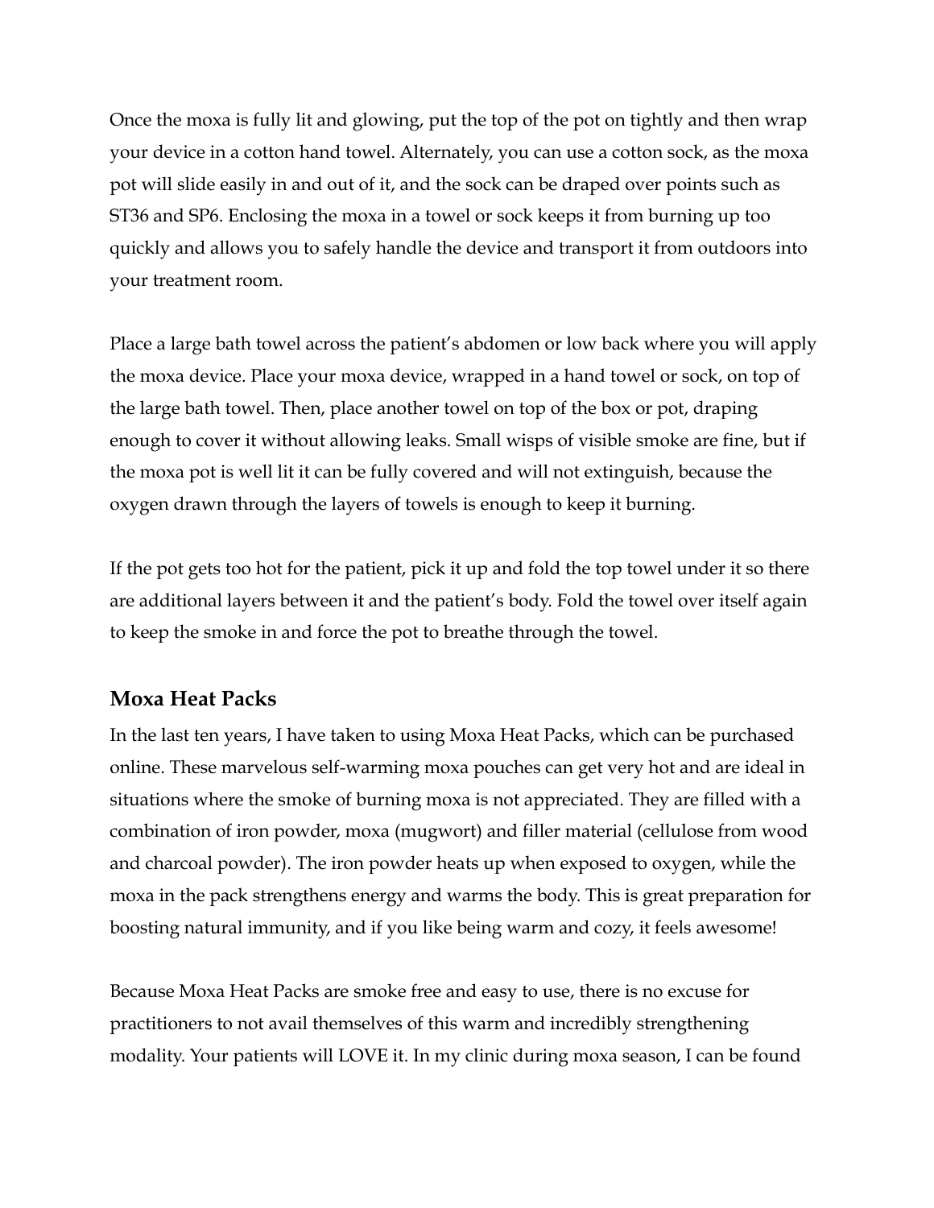Once the moxa is fully lit and glowing, put the top of the pot on tightly and then wrap your device in a cotton hand towel. Alternately, you can use a cotton sock, as the moxa pot will slide easily in and out of it, and the sock can be draped over points such as ST36 and SP6. Enclosing the moxa in a towel or sock keeps it from burning up too quickly and allows you to safely handle the device and transport it from outdoors into your treatment room.

Place a large bath towel across the patient's abdomen or low back where you will apply the moxa device. Place your moxa device, wrapped in a hand towel or sock, on top of the large bath towel. Then, place another towel on top of the box or pot, draping enough to cover it without allowing leaks. Small wisps of visible smoke are fine, but if the moxa pot is well lit it can be fully covered and will not extinguish, because the oxygen drawn through the layers of towels is enough to keep it burning.

If the pot gets too hot for the patient, pick it up and fold the top towel under it so there are additional layers between it and the patient's body. Fold the towel over itself again to keep the smoke in and force the pot to breathe through the towel.

### Moxa Heat Packs

In the last ten years, I have taken to using Moxa Heat Packs, which can be purchased online. These marvelous self-warming moxa pouches can get very hot and are ideal in situations where the smoke of burning moxa is not appreciated. They are filled with a combination of iron powder, moxa (mugwort) and filler material (cellulose from wood and charcoal powder). The iron powder heats up when exposed to oxygen, while the moxa in the pack strengthens energy and warms the body. This is great preparation for boosting natural immunity, and if you like being warm and cozy, it feels awesome!

Because Moxa Heat Packs are smoke free and easy to use, there is no excuse for practitioners to not avail themselves of this warm and incredibly strengthening modality. Your patients will LOVE it. In my clinic during moxa season, I can be found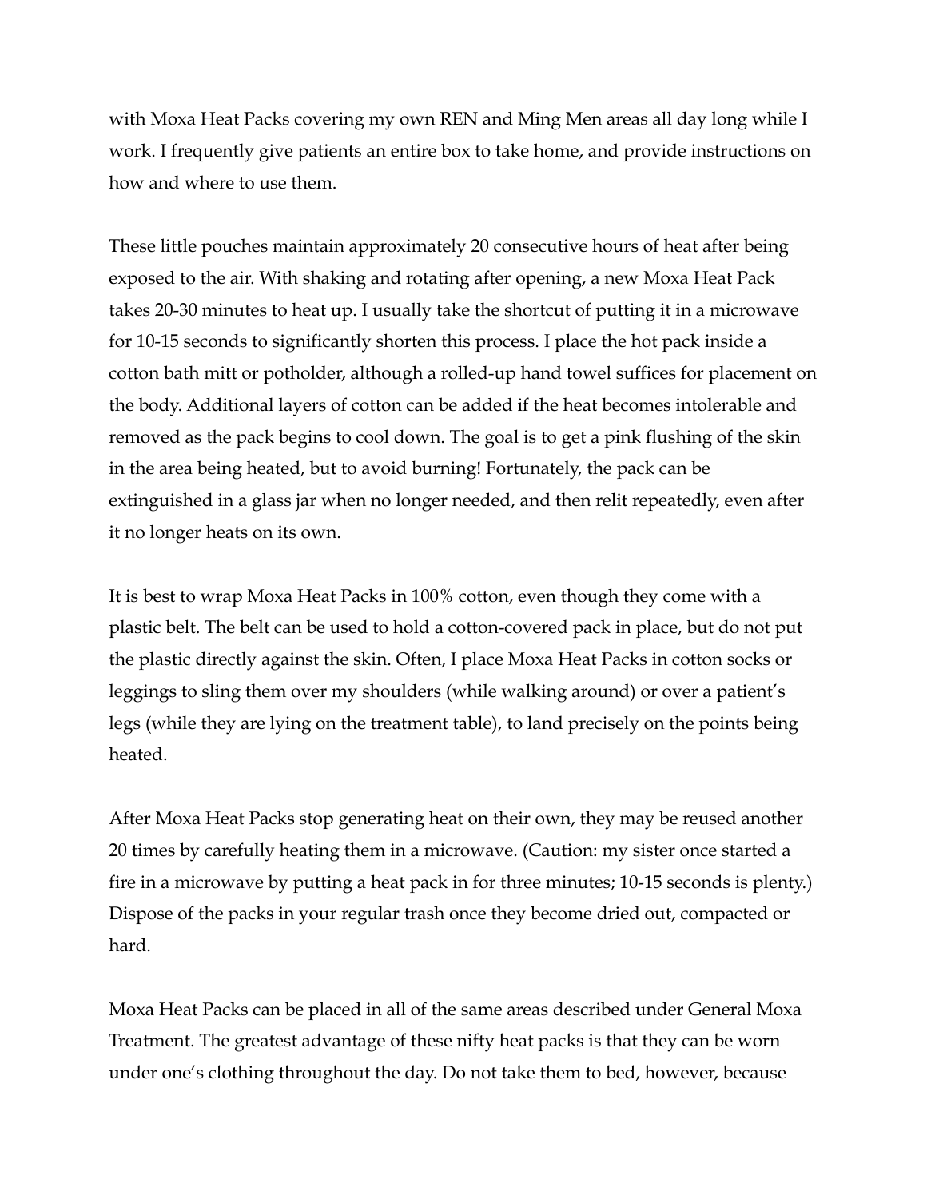with Moxa Heat Packs covering my own REN and Ming Men areas all day long while I work. I frequently give patients an entire box to take home, and provide instructions on how and where to use them.

These little pouches maintain approximately 20 consecutive hours of heat after being exposed to the air. With shaking and rotating after opening, a new Moxa Heat Pack takes 20-30 minutes to heat up. I usually take the shortcut of putting it in a microwave for 10-15 seconds to significantly shorten this process. I place the hot pack inside a cotton bath mitt or potholder, although a rolled-up hand towel suffices for placement on the body. Additional layers of cotton can be added if the heat becomes intolerable and removed as the pack begins to cool down. The goal is to get a pink flushing of the skin in the area being heated, but to avoid burning! Fortunately, the pack can be extinguished in a glass jar when no longer needed, and then relit repeatedly, even after it no longer heats on its own.

It is best to wrap Moxa Heat Packs in 100% cotton, even though they come with a plastic belt. The belt can be used to hold a cotton-covered pack in place, but do not put the plastic directly against the skin. Often, I place Moxa Heat Packs in cotton socks or leggings to sling them over my shoulders (while walking around) or over a patient's legs (while they are lying on the treatment table), to land precisely on the points being heated.

After Moxa Heat Packs stop generating heat on their own, they may be reused another 20 times by carefully heating them in a microwave. (Caution: my sister once started a fire in a microwave by putting a heat pack in for three minutes; 10-15 seconds is plenty.) Dispose of the packs in your regular trash once they become dried out, compacted or hard.

Moxa Heat Packs can be placed in all of the same areas described under General Moxa Treatment. The greatest advantage of these nifty heat packs is that they can be worn under one's clothing throughout the day. Do not take them to bed, however, because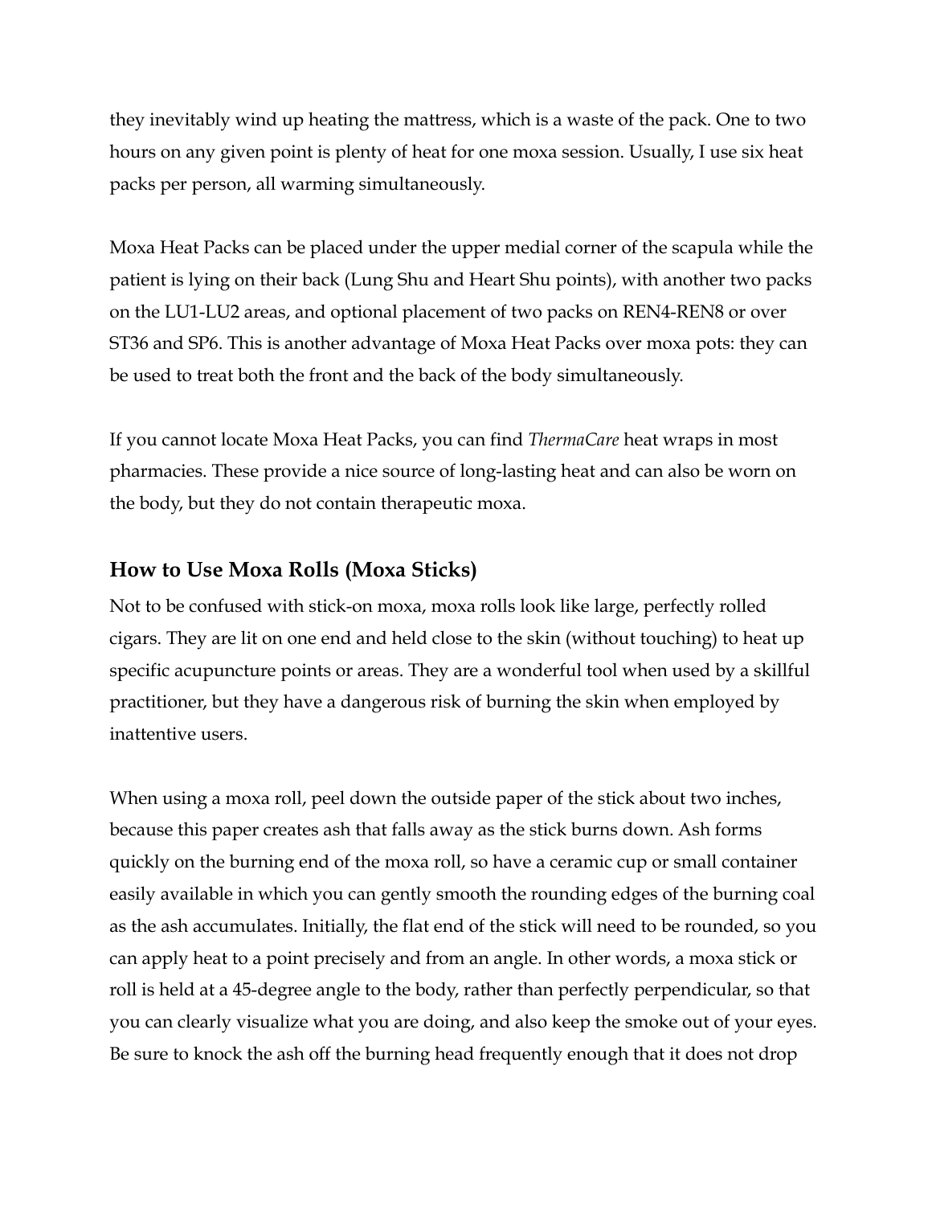they inevitably wind up heating the mattress, which is a waste of the pack. One to two hours on any given point is plenty of heat for one moxa session. Usually, I use six heat packs per person, all warming simultaneously.

Moxa Heat Packs can be placed under the upper medial corner of the scapula while the patient is lying on their back (Lung Shu and Heart Shu points), with another two packs on the LU1-LU2 areas, and optional placement of two packs on REN4-REN8 or over ST36 and SP6. This is another advantage of Moxa Heat Packs over moxa pots: they can be used to treat both the front and the back of the body simultaneously.

If you cannot locate Moxa Heat Packs, you can find *ThermaCare* heat wraps in most pharmacies. These provide a nice source of long-lasting heat and can also be worn on the body, but they do not contain therapeutic moxa.

## How to Use Moxa Rolls (Moxa Sticks)

Not to be confused with stick-on moxa, moxa rolls look like large, perfectly rolled cigars. They are lit on one end and held close to the skin (without touching) to heat up specific acupuncture points or areas. They are a wonderful tool when used by a skillful practitioner, but they have a dangerous risk of burning the skin when employed by inattentive users.

When using a moxa roll, peel down the outside paper of the stick about two inches, because this paper creates ash that falls away as the stick burns down. Ash forms quickly on the burning end of the moxa roll, so have a ceramic cup or small container easily available in which you can gently smooth the rounding edges of the burning coal as the ash accumulates. Initially, the flat end of the stick will need to be rounded, so you can apply heat to a point precisely and from an angle. In other words, a moxa stick or roll is held at a 45-degree angle to the body, rather than perfectly perpendicular, so that you can clearly visualize what you are doing, and also keep the smoke out of your eyes. Be sure to knock the ash off the burning head frequently enough that it does not drop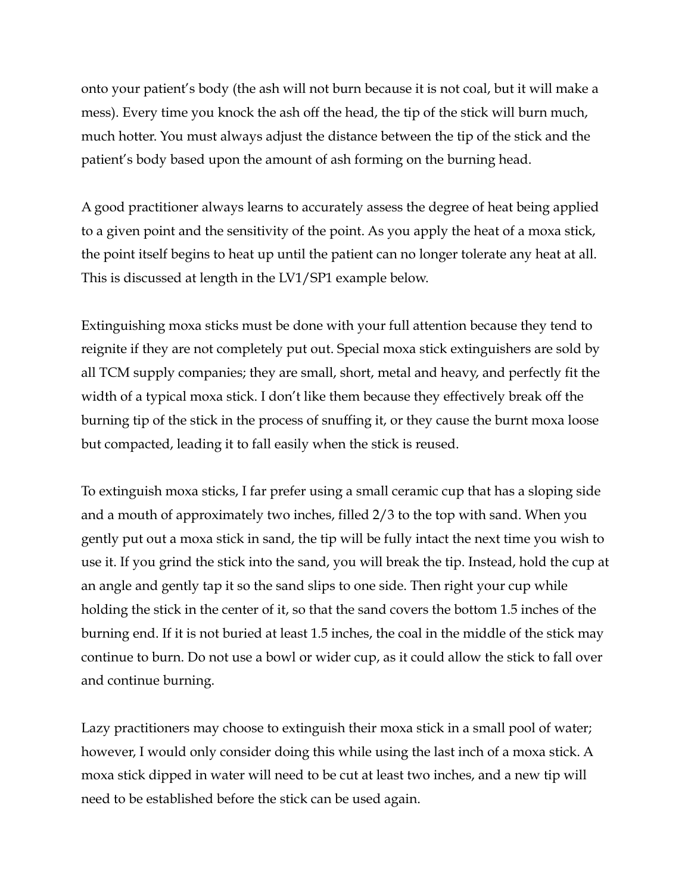onto your patient's body (the ash will not burn because it is not coal, but it will make a mess). Every time you knock the ash off the head, the tip of the stick will burn much, much hotter. You must always adjust the distance between the tip of the stick and the patient's body based upon the amount of ash forming on the burning head.

A good practitioner always learns to accurately assess the degree of heat being applied to a given point and the sensitivity of the point. As you apply the heat of a moxa stick, the point itself begins to heat up until the patient can no longer tolerate any heat at all. This is discussed at length in the LV1/SP1 example below.

Extinguishing moxa sticks must be done with your full attention because they tend to reignite if they are not completely put out. Special moxa stick extinguishers are sold by all TCM supply companies; they are small, short, metal and heavy, and perfectly fit the width of a typical moxa stick. I don't like them because they effectively break off the burning tip of the stick in the process of snuffing it, or they cause the burnt moxa loose but compacted, leading it to fall easily when the stick is reused.

To extinguish moxa sticks, I far prefer using a small ceramic cup that has a sloping side and a mouth of approximately two inches, filled 2/3 to the top with sand. When you gently put out a moxa stick in sand, the tip will be fully intact the next time you wish to use it. If you grind the stick into the sand, you will break the tip. Instead, hold the cup at an angle and gently tap it so the sand slips to one side. Then right your cup while holding the stick in the center of it, so that the sand covers the bottom 1.5 inches of the burning end. If it is not buried at least 1.5 inches, the coal in the middle of the stick may continue to burn. Do not use a bowl or wider cup, as it could allow the stick to fall over and continue burning.

Lazy practitioners may choose to extinguish their moxa stick in a small pool of water; however, I would only consider doing this while using the last inch of a moxa stick. A moxa stick dipped in water will need to be cut at least two inches, and a new tip will need to be established before the stick can be used again.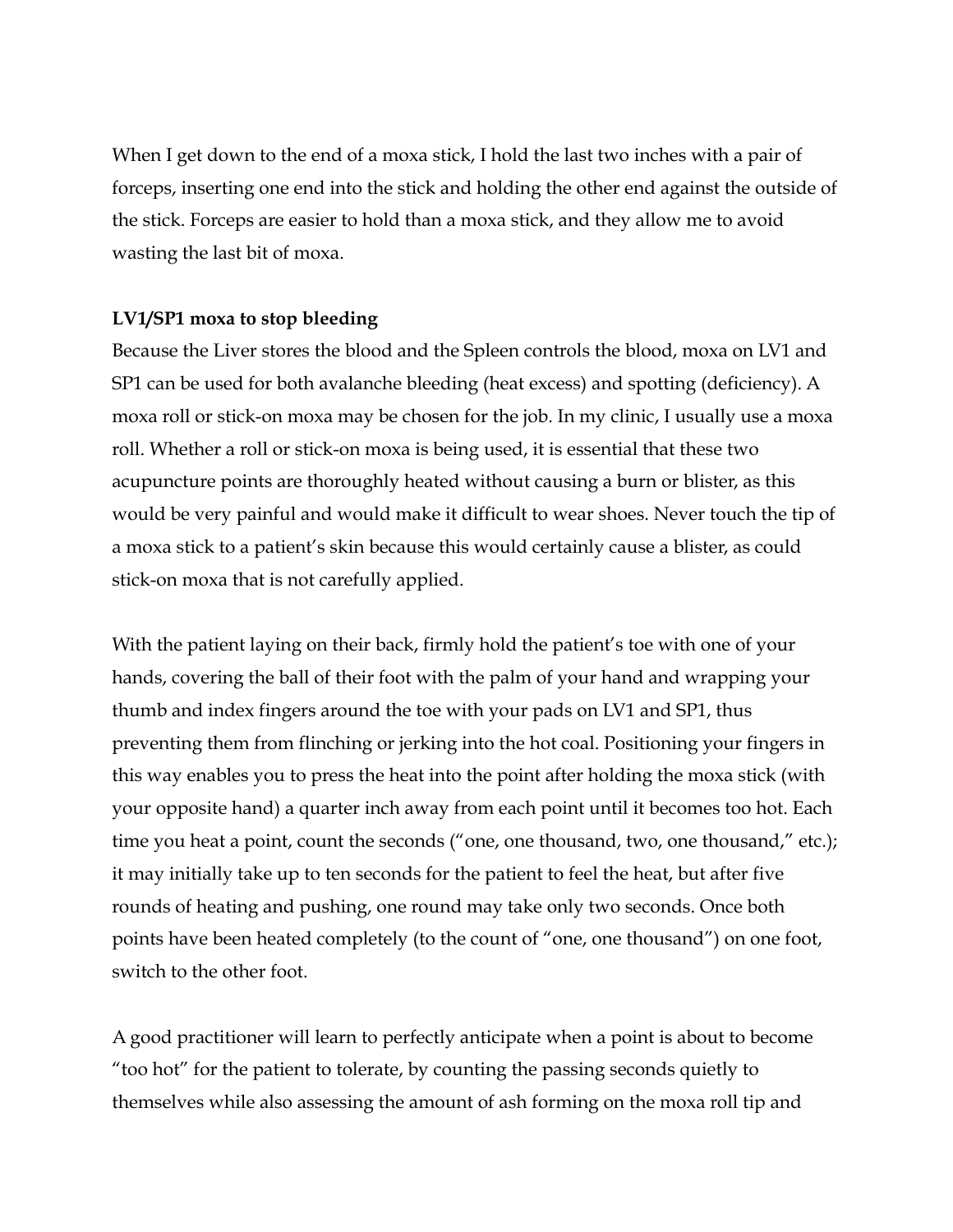When I get down to the end of a moxa stick, I hold the last two inches with a pair of forceps, inserting one end into the stick and holding the other end against the outside of the stick. Forceps are easier to hold than a moxa stick, and they allow me to avoid wasting the last bit of moxa.

**LV1/SP1 moxa to stop bleeding**

Because the Liver stores the blood and the Spleen controls the blood, moxa on LV1 and SP1 can be used for both avalanche bleeding (heat excess) and spotting (deficiency). A moxa roll or stick-on moxa may be chosen for the job. In my clinic, I usually use a moxa roll. Whether a roll or stick-on moxa is being used, it is essential that these two acupuncture points are thoroughly heated without causing a burn or blister, as this would be very painful and would make it difficult to wear shoes. Never touch the tip of a moxa stick to a patient's skin because this would certainly cause a blister, as could stick-on moxa that is not carefully applied.

With the patient laying on their back, firmly hold the patient's toe with one of your hands, covering the ball of their foot with the palm of your hand and wrapping your thumb and index fingers around the toe with your pads on LV1 and SP1, thus preventing them from flinching or jerking into the hot coal. Positioning your fingers in this way enables you to press the heat into the point after holding the moxa stick (with your opposite hand) a quarter inch away from each point until it becomes too hot. Each time you heat a point, count the seconds ("one, one thousand, two, one thousand," etc.); it may initially take up to ten seconds for the patient to feel the heat, but after five rounds of heating and pushing, one round may take only two seconds. Once both points have been heated completely (to the count of "one, one thousand") on one foot, switch to the other foot.

A good practitioner will learn to perfectly anticipate when a point is about to become "too hot" for the patient to tolerate, by counting the passing seconds quietly to themselves while also assessing the amount of ash forming on the moxa roll tip and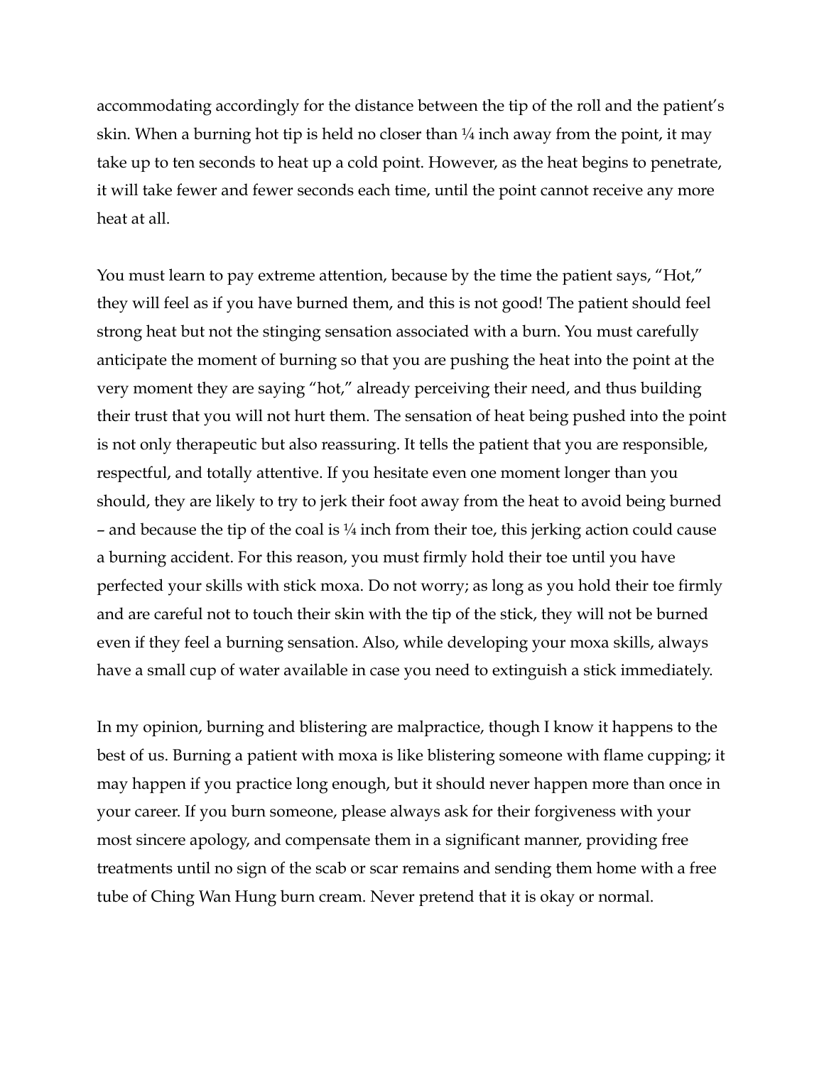accommodating accordingly for the distance between the tip of the roll and the patient's skin. When a burning hot tip is held no closer than ¼ inch away from the point, it may take up to ten seconds to heat up a cold point. However, as the heat begins to penetrate, it will take fewer and fewer seconds each time, until the point cannot receive any more heat at all.

You must learn to pay extreme attention, because by the time the patient says, "Hot," they will feel as if you have burned them, and this is not good! The patient should feel strong heat but not the stinging sensation associated with a burn. You must carefully anticipate the moment of burning so that you are pushing the heat into the point at the very moment they are saying "hot," already perceiving their need, and thus building their trust that you will not hurt them. The sensation of heat being pushed into the point is not only therapeutic but also reassuring. It tells the patient that you are responsible, respectful, and totally attentive. If you hesitate even one moment longer than you should, they are likely to try to jerk their foot away from the heat to avoid being burned – and because the tip of the coal is ¼ inch from their toe, this jerking action could cause a burning accident. For this reason, you must firmly hold their toe until you have perfected your skills with stick moxa. Do not worry; as long as you hold their toe firmly and are careful not to touch their skin with the tip of the stick, they will not be burned even if they feel a burning sensation. Also, while developing your moxa skills, always have a small cup of water available in case you need to extinguish a stick immediately.

In my opinion, burning and blistering are malpractice, though I know it happens to the best of us. Burning a patient with moxa is like blistering someone with flame cupping; it may happen if you practice long enough, but it should never happen more than once in your career. If you burn someone, please always ask for their forgiveness with your most sincere apology, and compensate them in a significant manner, providing free treatments until no sign of the scab or scar remains and sending them home with a free tube of Ching Wan Hung burn cream. Never pretend that it is okay or normal.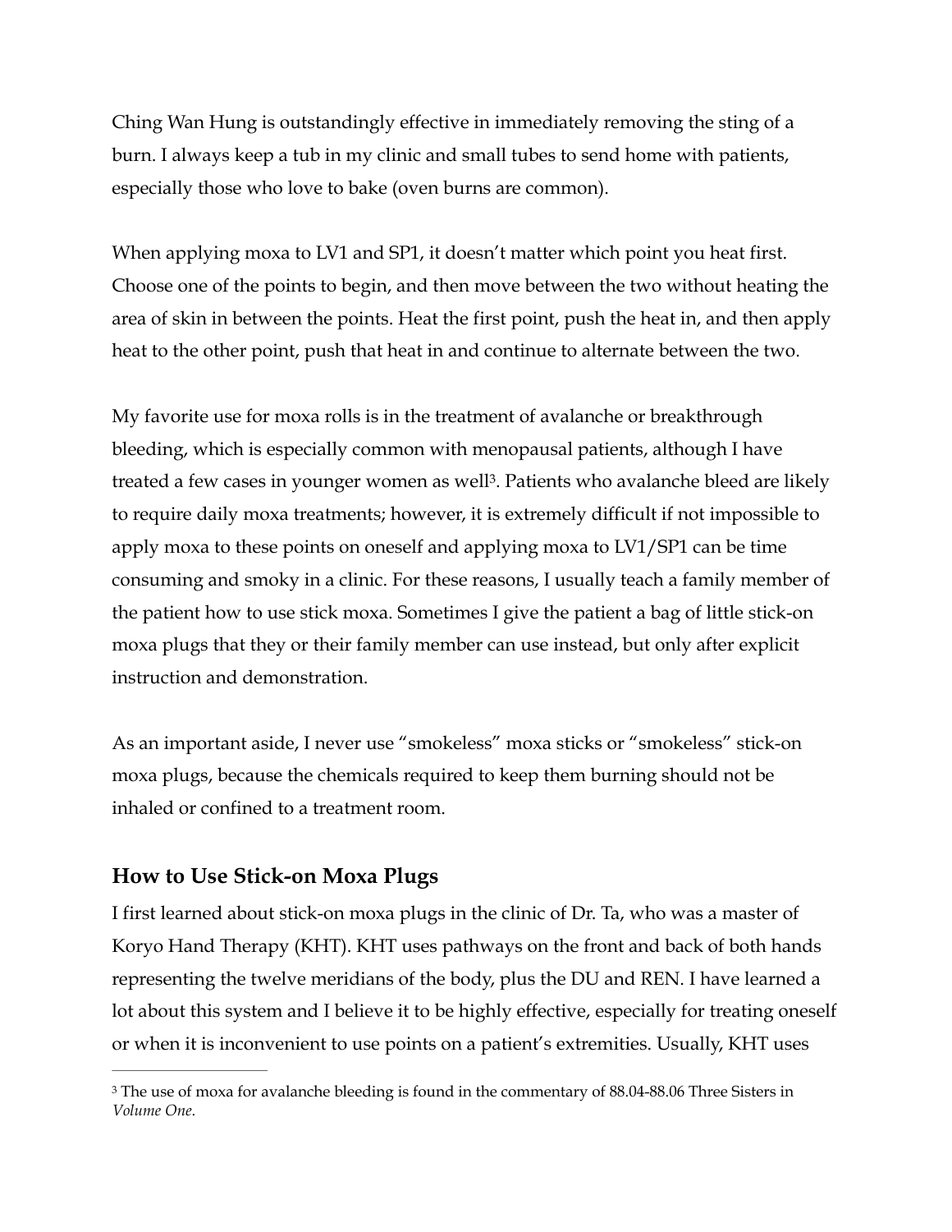Ching Wan Hung is outstandingly effective in immediately removing the sting of a burn. I always keep a tub in my clinic and small tubes to send home with patients, especially those who love to bake (oven burns are common).

When applying moxa to LV1 and SP1, it doesn't matter which point you heat first. Choose one of the points to begin, and then move between the two without heating the area of skin in between the points. Heat the first point, push the heat in, and then apply heat to the other point, push that heat in and continue to alternate between the two.

My favorite use for moxa rolls is in the treatment of avalanche or breakthrough bleeding, which is especially common with menopausal patients, although I have treated a few cases in younger women as well[3]. Patients who avalanche bleed are likely to require daily moxa treatments; however, it is extremely difficult if not impossible to apply moxa to these points on oneself and applying moxa to LV1/SP1 can be time consuming and smoky in a clinic. For these reasons, I usually teach a family member of the patient how to use stick moxa. Sometimes I give the patient a bag of little stick-on moxa plugs that they or their family member can use instead, but only after explicit instruction and demonstration.

As an important aside, I never use "smokeless" moxa sticks or "smokeless" stick-on moxa plugs, because the chemicals required to keep them burning should not be inhaled or confined to a treatment room.

## How to Use Stick-on Moxa Plugs

I first learned about stick-on moxa plugs in the clinic of Dr. Ta, who was a master of Koryo Hand Therapy (KHT). KHT uses pathways on the front and back of both hands representing the twelve meridians of the body, plus the DU and REN. I have learned a lot about this system and I believe it to be highly effective, especially for treating oneself or when it is inconvenient to use points on a patient's extremities. Usually, KHT uses

---

[3] The use of moxa for avalanche bleeding is found in the commentary of 88.04-88.06 Three Sisters in *Volume One*.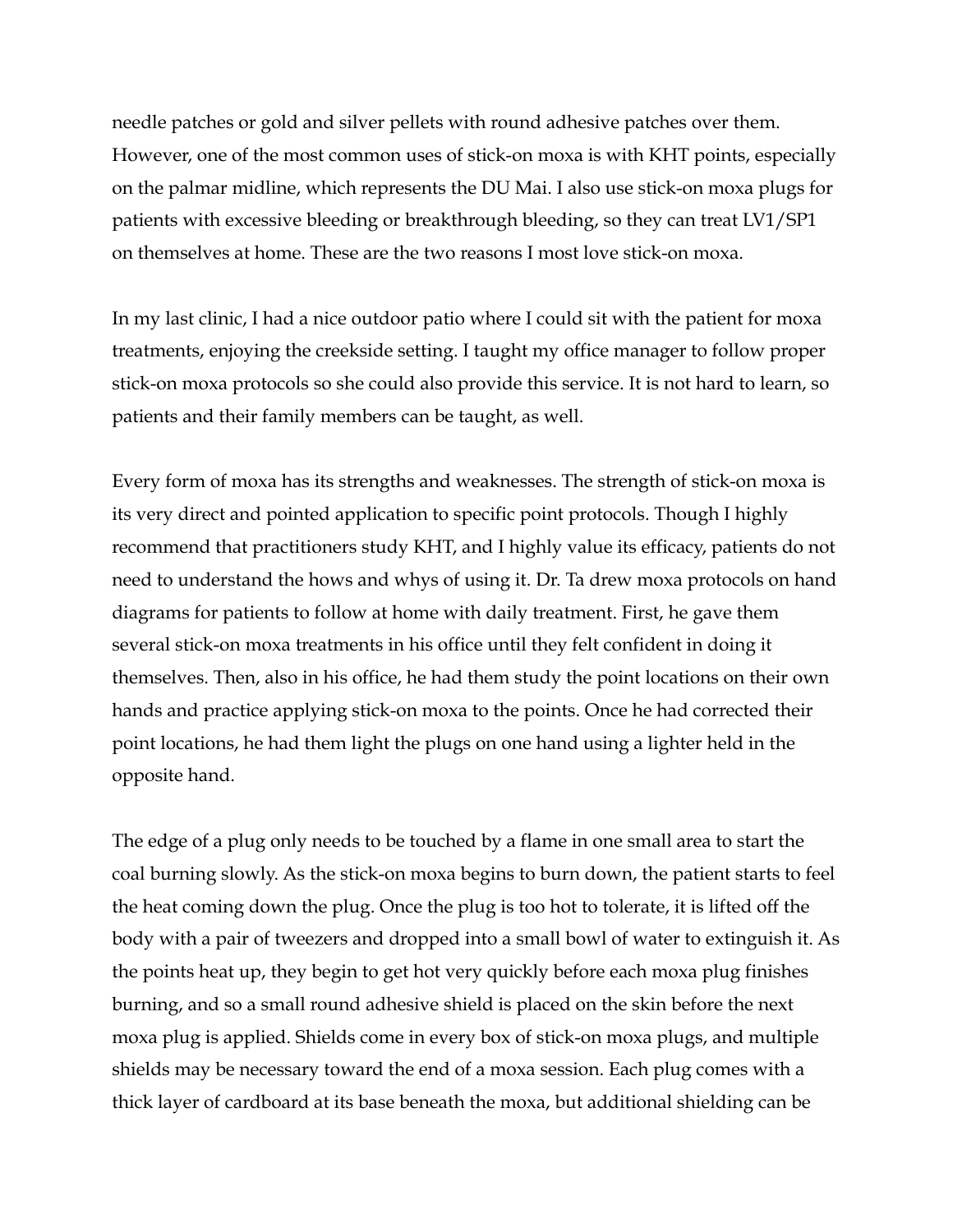needle patches or gold and silver pellets with round adhesive patches over them. However, one of the most common uses of stick-on moxa is with KHT points, especially on the palmar midline, which represents the DU Mai. I also use stick-on moxa plugs for patients with excessive bleeding or breakthrough bleeding, so they can treat LV1/SP1 on themselves at home. These are the two reasons I most love stick-on moxa.

In my last clinic, I had a nice outdoor patio where I could sit with the patient for moxa treatments, enjoying the creekside setting. I taught my office manager to follow proper stick-on moxa protocols so she could also provide this service. It is not hard to learn, so patients and their family members can be taught, as well.

Every form of moxa has its strengths and weaknesses. The strength of stick-on moxa is its very direct and pointed application to specific point protocols. Though I highly recommend that practitioners study KHT, and I highly value its efficacy, patients do not need to understand the hows and whys of using it. Dr. Ta drew moxa protocols on hand diagrams for patients to follow at home with daily treatment. First, he gave them several stick-on moxa treatments in his office until they felt confident in doing it themselves. Then, also in his office, he had them study the point locations on their own hands and practice applying stick-on moxa to the points. Once he had corrected their point locations, he had them light the plugs on one hand using a lighter held in the opposite hand.

The edge of a plug only needs to be touched by a flame in one small area to start the coal burning slowly. As the stick-on moxa begins to burn down, the patient starts to feel the heat coming down the plug. Once the plug is too hot to tolerate, it is lifted off the body with a pair of tweezers and dropped into a small bowl of water to extinguish it. As the points heat up, they begin to get hot very quickly before each moxa plug finishes burning, and so a small round adhesive shield is placed on the skin before the next moxa plug is applied. Shields come in every box of stick-on moxa plugs, and multiple shields may be necessary toward the end of a moxa session. Each plug comes with a thick layer of cardboard at its base beneath the moxa, but additional shielding can be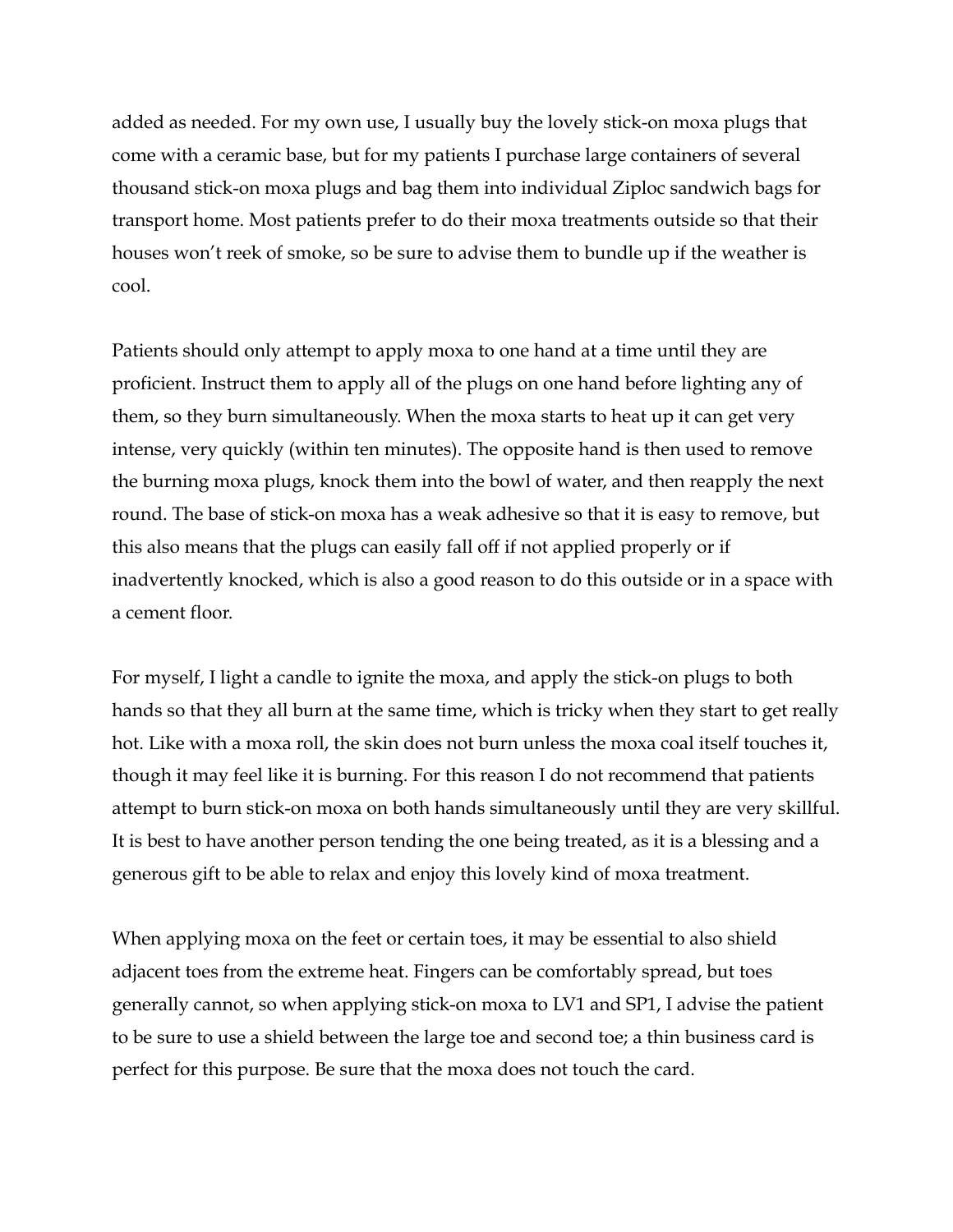added as needed. For my own use, I usually buy the lovely stick-on moxa plugs that come with a ceramic base, but for my patients I purchase large containers of several thousand stick-on moxa plugs and bag them into individual Ziploc sandwich bags for transport home. Most patients prefer to do their moxa treatments outside so that their houses won't reek of smoke, so be sure to advise them to bundle up if the weather is cool.

Patients should only attempt to apply moxa to one hand at a time until they are proficient. Instruct them to apply all of the plugs on one hand before lighting any of them, so they burn simultaneously. When the moxa starts to heat up it can get very intense, very quickly (within ten minutes). The opposite hand is then used to remove the burning moxa plugs, knock them into the bowl of water, and then reapply the next round. The base of stick-on moxa has a weak adhesive so that it is easy to remove, but this also means that the plugs can easily fall off if not applied properly or if inadvertently knocked, which is also a good reason to do this outside or in a space with a cement floor.

For myself, I light a candle to ignite the moxa, and apply the stick-on plugs to both hands so that they all burn at the same time, which is tricky when they start to get really hot. Like with a moxa roll, the skin does not burn unless the moxa coal itself touches it, though it may feel like it is burning. For this reason I do not recommend that patients attempt to burn stick-on moxa on both hands simultaneously until they are very skillful. It is best to have another person tending the one being treated, as it is a blessing and a generous gift to be able to relax and enjoy this lovely kind of moxa treatment.

When applying moxa on the feet or certain toes, it may be essential to also shield adjacent toes from the extreme heat. Fingers can be comfortably spread, but toes generally cannot, so when applying stick-on moxa to LV1 and SP1, I advise the patient to be sure to use a shield between the large toe and second toe; a thin business card is perfect for this purpose. Be sure that the moxa does not touch the card.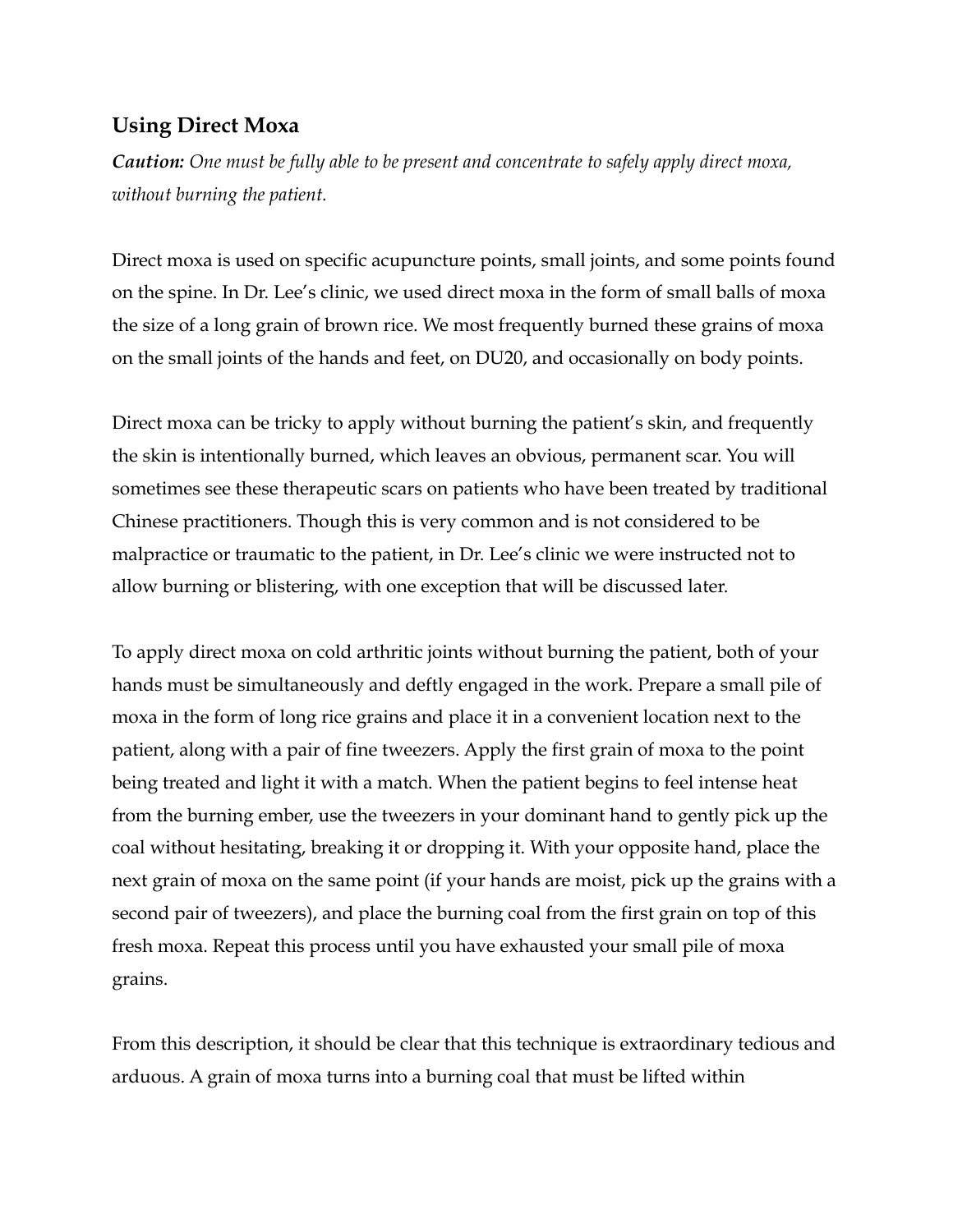## Using Direct Moxa

***Caution:*** *One must be fully able to be present and concentrate to safely apply direct moxa, without burning the patient.*

Direct moxa is used on specific acupuncture points, small joints, and some points found on the spine. In Dr. Lee's clinic, we used direct moxa in the form of small balls of moxa the size of a long grain of brown rice. We most frequently burned these grains of moxa on the small joints of the hands and feet, on DU20, and occasionally on body points.

Direct moxa can be tricky to apply without burning the patient's skin, and frequently the skin is intentionally burned, which leaves an obvious, permanent scar. You will sometimes see these therapeutic scars on patients who have been treated by traditional Chinese practitioners. Though this is very common and is not considered to be malpractice or traumatic to the patient, in Dr. Lee's clinic we were instructed not to allow burning or blistering, with one exception that will be discussed later.

To apply direct moxa on cold arthritic joints without burning the patient, both of your hands must be simultaneously and deftly engaged in the work. Prepare a small pile of moxa in the form of long rice grains and place it in a convenient location next to the patient, along with a pair of fine tweezers. Apply the first grain of moxa to the point being treated and light it with a match. When the patient begins to feel intense heat from the burning ember, use the tweezers in your dominant hand to gently pick up the coal without hesitating, breaking it or dropping it. With your opposite hand, place the next grain of moxa on the same point (if your hands are moist, pick up the grains with a second pair of tweezers), and place the burning coal from the first grain on top of this fresh moxa. Repeat this process until you have exhausted your small pile of moxa grains.

From this description, it should be clear that this technique is extraordinary tedious and arduous. A grain of moxa turns into a burning coal that must be lifted within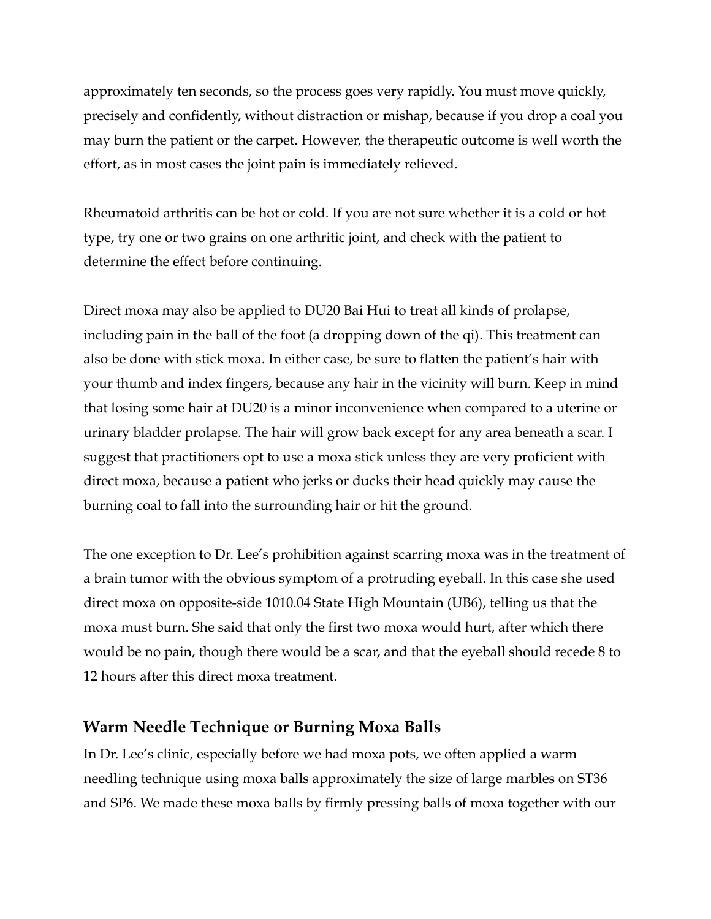approximately ten seconds, so the process goes very rapidly. You must move quickly, precisely and confidently, without distraction or mishap, because if you drop a coal you may burn the patient or the carpet. However, the therapeutic outcome is well worth the effort, as in most cases the joint pain is immediately relieved.

Rheumatoid arthritis can be hot or cold. If you are not sure whether it is a cold or hot type, try one or two grains on one arthritic joint, and check with the patient to determine the effect before continuing.

Direct moxa may also be applied to DU20 Bai Hui to treat all kinds of prolapse, including pain in the ball of the foot (a dropping down of the qi). This treatment can also be done with stick moxa. In either case, be sure to flatten the patient's hair with your thumb and index fingers, because any hair in the vicinity will burn. Keep in mind that losing some hair at DU20 is a minor inconvenience when compared to a uterine or urinary bladder prolapse. The hair will grow back except for any area beneath a scar. I suggest that practitioners opt to use a moxa stick unless they are very proficient with direct moxa, because a patient who jerks or ducks their head quickly may cause the burning coal to fall into the surrounding hair or hit the ground.

The one exception to Dr. Lee's prohibition against scarring moxa was in the treatment of a brain tumor with the obvious symptom of a protruding eyeball. In this case she used direct moxa on opposite-side 1010.04 State High Mountain (UB6), telling us that the moxa must burn. She said that only the first two moxa would hurt, after which there would be no pain, though there would be a scar, and that the eyeball should recede 8 to 12 hours after this direct moxa treatment.

## Warm Needle Technique or Burning Moxa Balls

In Dr. Lee's clinic, especially before we had moxa pots, we often applied a warm needling technique using moxa balls approximately the size of large marbles on ST36 and SP6. We made these moxa balls by firmly pressing balls of moxa together with our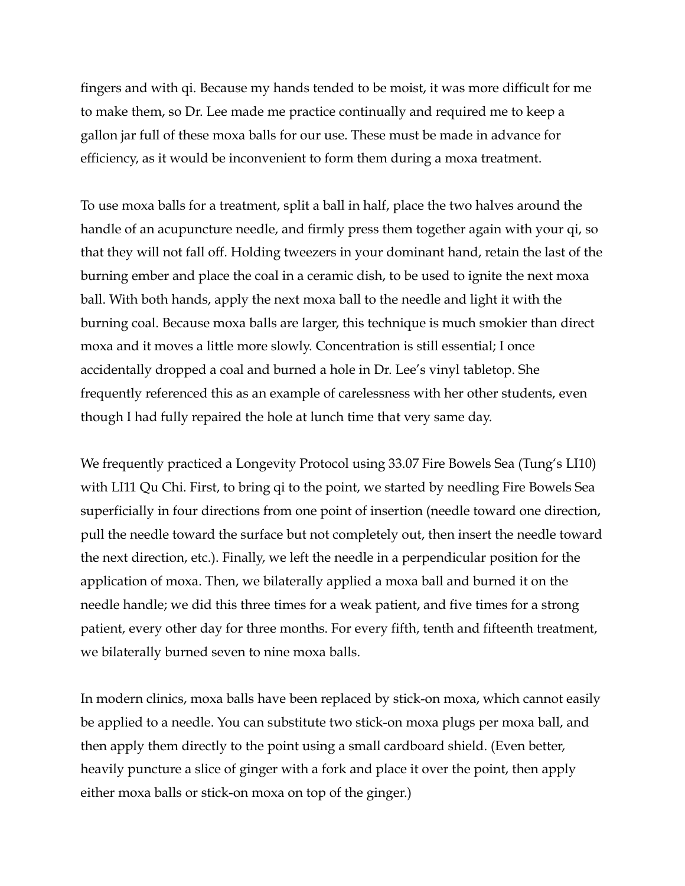fingers and with qi. Because my hands tended to be moist, it was more difficult for me to make them, so Dr. Lee made me practice continually and required me to keep a gallon jar full of these moxa balls for our use. These must be made in advance for efficiency, as it would be inconvenient to form them during a moxa treatment.

To use moxa balls for a treatment, split a ball in half, place the two halves around the handle of an acupuncture needle, and firmly press them together again with your qi, so that they will not fall off. Holding tweezers in your dominant hand, retain the last of the burning ember and place the coal in a ceramic dish, to be used to ignite the next moxa ball. With both hands, apply the next moxa ball to the needle and light it with the burning coal. Because moxa balls are larger, this technique is much smokier than direct moxa and it moves a little more slowly. Concentration is still essential; I once accidentally dropped a coal and burned a hole in Dr. Lee's vinyl tabletop. She frequently referenced this as an example of carelessness with her other students, even though I had fully repaired the hole at lunch time that very same day.

We frequently practiced a Longevity Protocol using 33.07 Fire Bowels Sea (Tung's LI10) with LI11 Qu Chi. First, to bring qi to the point, we started by needling Fire Bowels Sea superficially in four directions from one point of insertion (needle toward one direction, pull the needle toward the surface but not completely out, then insert the needle toward the next direction, etc.). Finally, we left the needle in a perpendicular position for the application of moxa. Then, we bilaterally applied a moxa ball and burned it on the needle handle; we did this three times for a weak patient, and five times for a strong patient, every other day for three months. For every fifth, tenth and fifteenth treatment, we bilaterally burned seven to nine moxa balls.

In modern clinics, moxa balls have been replaced by stick-on moxa, which cannot easily be applied to a needle. You can substitute two stick-on moxa plugs per moxa ball, and then apply them directly to the point using a small cardboard shield. (Even better, heavily puncture a slice of ginger with a fork and place it over the point, then apply either moxa balls or stick-on moxa on top of the ginger.)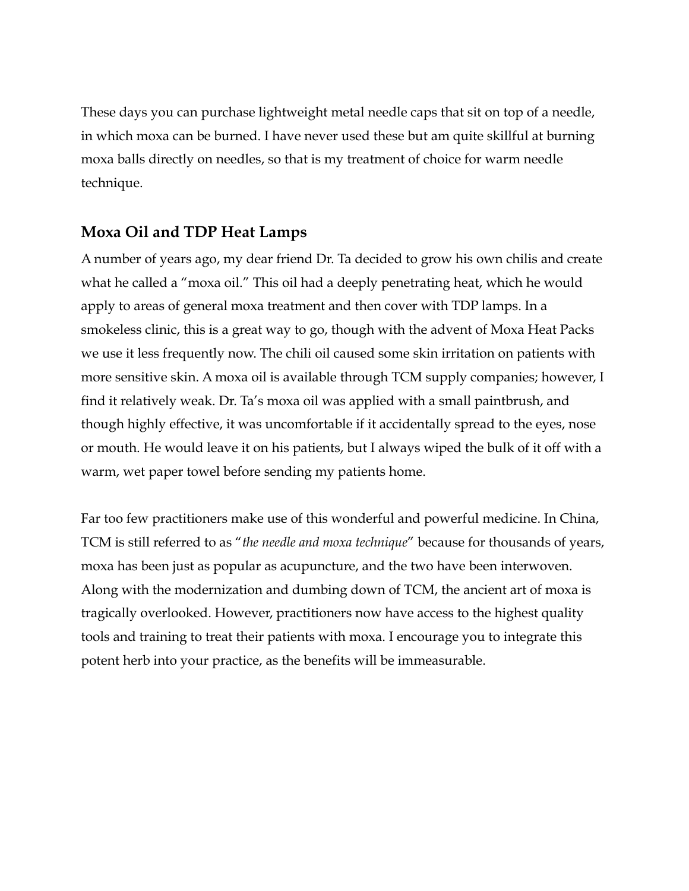These days you can purchase lightweight metal needle caps that sit on top of a needle, in which moxa can be burned. I have never used these but am quite skillful at burning moxa balls directly on needles, so that is my treatment of choice for warm needle technique.

### Moxa Oil and TDP Heat Lamps

A number of years ago, my dear friend Dr. Ta decided to grow his own chilis and create what he called a "moxa oil." This oil had a deeply penetrating heat, which he would apply to areas of general moxa treatment and then cover with TDP lamps. In a smokeless clinic, this is a great way to go, though with the advent of Moxa Heat Packs we use it less frequently now. The chili oil caused some skin irritation on patients with more sensitive skin. A moxa oil is available through TCM supply companies; however, I find it relatively weak. Dr. Ta's moxa oil was applied with a small paintbrush, and though highly effective, it was uncomfortable if it accidentally spread to the eyes, nose or mouth. He would leave it on his patients, but I always wiped the bulk of it off with a warm, wet paper towel before sending my patients home.

Far too few practitioners make use of this wonderful and powerful medicine. In China, TCM is still referred to as "*the needle and moxa technique*" because for thousands of years, moxa has been just as popular as acupuncture, and the two have been interwoven. Along with the modernization and dumbing down of TCM, the ancient art of moxa is tragically overlooked. However, practitioners now have access to the highest quality tools and training to treat their patients with moxa. I encourage you to integrate this potent herb into your practice, as the benefits will be immeasurable.